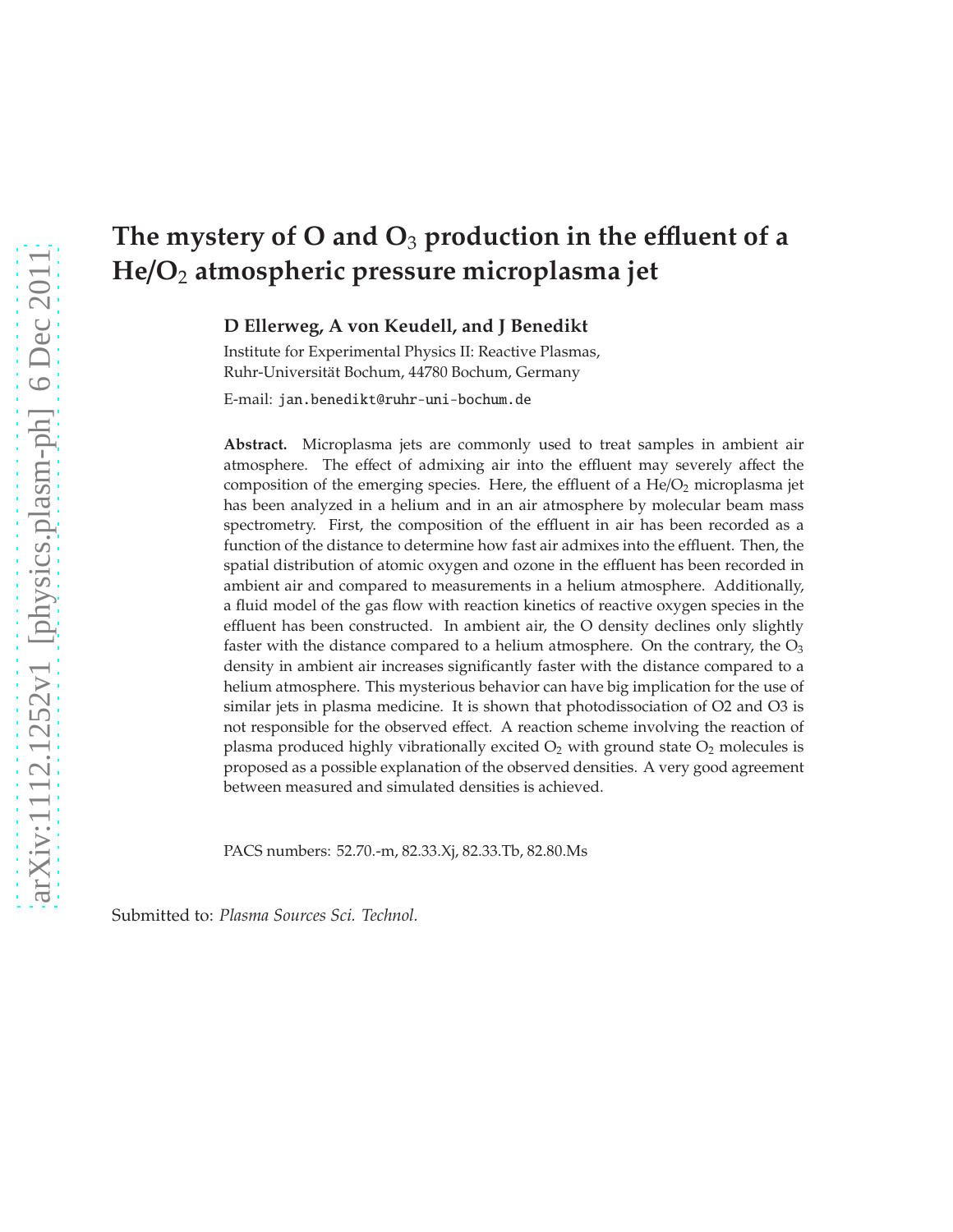# The mystery of O and $O_3$ production in the effluent of a $He/O_2$ atmospheric pressure microplasma jet

**D Ellerweg, A von Keudell, and J Benedikt**

Institute for Experimental Physics II: Reactive Plasmas,
Ruhr-Universität Bochum, 44780 Bochum, Germany

E-mail: jan.benedikt@ruhr-uni-bochum.de

**Abstract.** Microplasma jets are commonly used to treat samples in ambient air atmosphere. The effect of admixing air into the effluent may severely affect the composition of the emerging species. Here, the effluent of a $He/O_2$ microplasma jet has been analyzed in a helium and in an air atmosphere by molecular beam mass spectrometry. First, the composition of the effluent in air has been recorded as a function of the distance to determine how fast air admixes into the effluent. Then, the spatial distribution of atomic oxygen and ozone in the effluent has been recorded in ambient air and compared to measurements in a helium atmosphere. Additionally, a fluid model of the gas flow with reaction kinetics of reactive oxygen species in the effluent has been constructed. In ambient air, the O density declines only slightly faster with the distance compared to a helium atmosphere. On the contrary, the $O_3$ density in ambient air increases significantly faster with the distance compared to a helium atmosphere. This mysterious behavior can have big implication for the use of similar jets in plasma medicine. It is shown that photodissociation of O2 and O3 is not responsible for the observed effect. A reaction scheme involving the reaction of plasma produced highly vibrationally excited $O_2$ with ground state $O_2$ molecules is proposed as a possible explanation of the observed densities. A very good agreement between measured and simulated densities is achieved.

PACS numbers: 52.70.-m, 82.33.Xj, 82.33.Tb, 82.80.Ms

Submitted to: *Plasma Sources Sci. Technol.*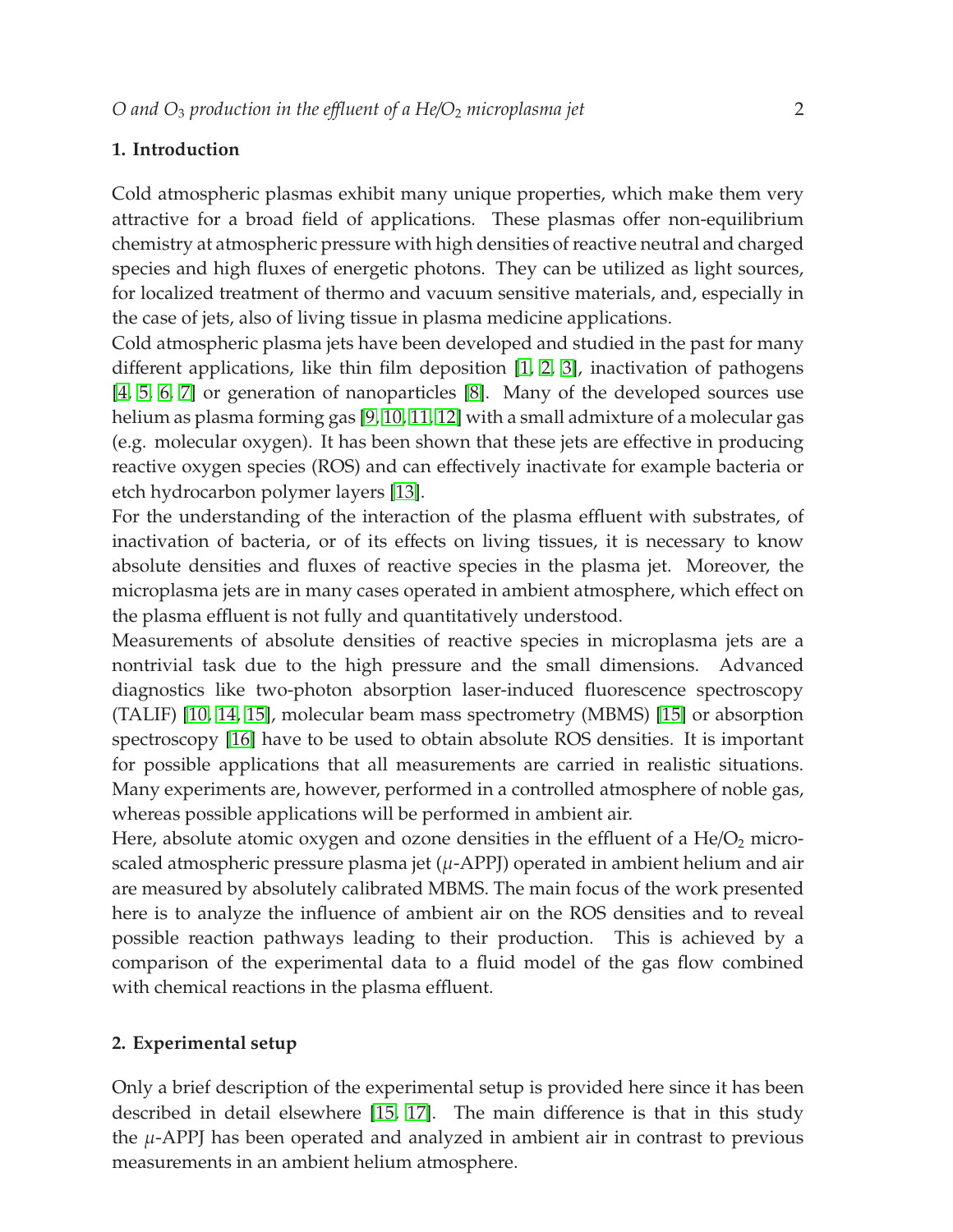## 1. Introduction

Cold atmospheric plasmas exhibit many unique properties, which make them very attractive for a broad field of applications. These plasmas offer non-equilibrium chemistry at atmospheric pressure with high densities of reactive neutral and charged species and high fluxes of energetic photons. They can be utilized as light sources, for localized treatment of thermo and vacuum sensitive materials, and, especially in the case of jets, also of living tissue in plasma medicine applications.

Cold atmospheric plasma jets have been developed and studied in the past for many different applications, like thin film deposition [1, 2, 3], inactivation of pathogens [4, 5, 6, 7] or generation of nanoparticles [8]. Many of the developed sources use helium as plasma forming gas [9, 10, 11, 12] with a small admixture of a molecular gas (e.g. molecular oxygen). It has been shown that these jets are effective in producing reactive oxygen species (ROS) and can effectively inactivate for example bacteria or etch hydrocarbon polymer layers [13].

For the understanding of the interaction of the plasma effluent with substrates, of inactivation of bacteria, or of its effects on living tissues, it is necessary to know absolute densities and fluxes of reactive species in the plasma jet. Moreover, the microplasma jets are in many cases operated in ambient atmosphere, which effect on the plasma effluent is not fully and quantitatively understood.

Measurements of absolute densities of reactive species in microplasma jets are a nontrivial task due to the high pressure and the small dimensions. Advanced diagnostics like two-photon absorption laser-induced fluorescence spectroscopy (TALIF) [10, 14, 15], molecular beam mass spectrometry (MBMS) [15] or absorption spectroscopy [16] have to be used to obtain absolute ROS densities. It is important for possible applications that all measurements are carried in realistic situations. Many experiments are, however, performed in a controlled atmosphere of noble gas, whereas possible applications will be performed in ambient air.

Here, absolute atomic oxygen and ozone densities in the effluent of a He/$O_2$ micro-scaled atmospheric pressure plasma jet ($\mu$-APPJ) operated in ambient helium and air are measured by absolutely calibrated MBMS. The main focus of the work presented here is to analyze the influence of ambient air on the ROS densities and to reveal possible reaction pathways leading to their production. This is achieved by a comparison of the experimental data to a fluid model of the gas flow combined with chemical reactions in the plasma effluent.

## 2. Experimental setup

Only a brief description of the experimental setup is provided here since it has been described in detail elsewhere [15, 17]. The main difference is that in this study the $\mu$-APPJ has been operated and analyzed in ambient air in contrast to previous measurements in an ambient helium atmosphere.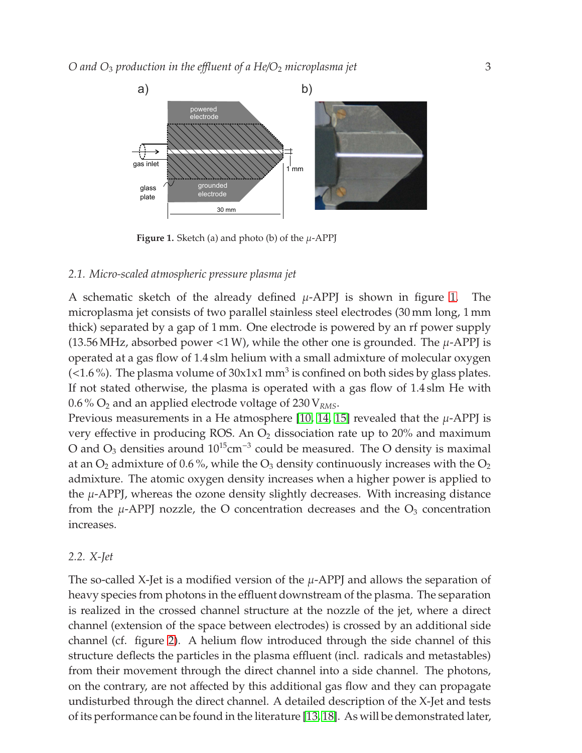Figure 1. Sketch (a) and photo (b) of the $\mu$-APPJ

### 2.1. Micro-scaled atmospheric pressure plasma jet

A schematic sketch of the already defined $\mu$-APPJ is shown in figure 1. The microplasma jet consists of two parallel stainless steel electrodes (30 mm long, 1 mm thick) separated by a gap of 1 mm. One electrode is powered by an rf power supply (13.56 MHz, absorbed power <1 W), while the other one is grounded. The $\mu$-APPJ is operated at a gas flow of 1.4 slm helium with a small admixture of molecular oxygen (<1.6 %). The plasma volume of 30x1x1 $mm^3$ is confined on both sides by glass plates. If not stated otherwise, the plasma is operated with a gas flow of 1.4 slm He with 0.6 % $O_2$ and an applied electrode voltage of 230 $V_{RMS}$.

Previous measurements in a He atmosphere [10, 14, 15] revealed that the $\mu$-APPJ is very effective in producing ROS. An $O_2$ dissociation rate up to 20% and maximum O and $O_3$ densities around $10^{15}cm^{-3}$ could be measured. The O density is maximal at an $O_2$ admixture of 0.6 %, while the $O_3$ density continuously increases with the $O_2$ admixture. The atomic oxygen density increases when a higher power is applied to the $\mu$-APPJ, whereas the ozone density slightly decreases. With increasing distance from the $\mu$-APPJ nozzle, the O concentration decreases and the $O_3$ concentration increases.

### 2.2. X-Jet

The so-called X-Jet is a modified version of the $\mu$-APPJ and allows the separation of heavy species from photons in the effluent downstream of the plasma. The separation is realized in the crossed channel structure at the nozzle of the jet, where a direct channel (extension of the space between electrodes) is crossed by an additional side channel (cf. figure 2). A helium flow introduced through the side channel of this structure deflects the particles in the plasma effluent (incl. radicals and metastables) from their movement through the direct channel into a side channel. The photons, on the contrary, are not affected by this additional gas flow and they can propagate undisturbed through the direct channel. A detailed description of the X-Jet and tests of its performance can be found in the literature [13, 18]. As will be demonstrated later,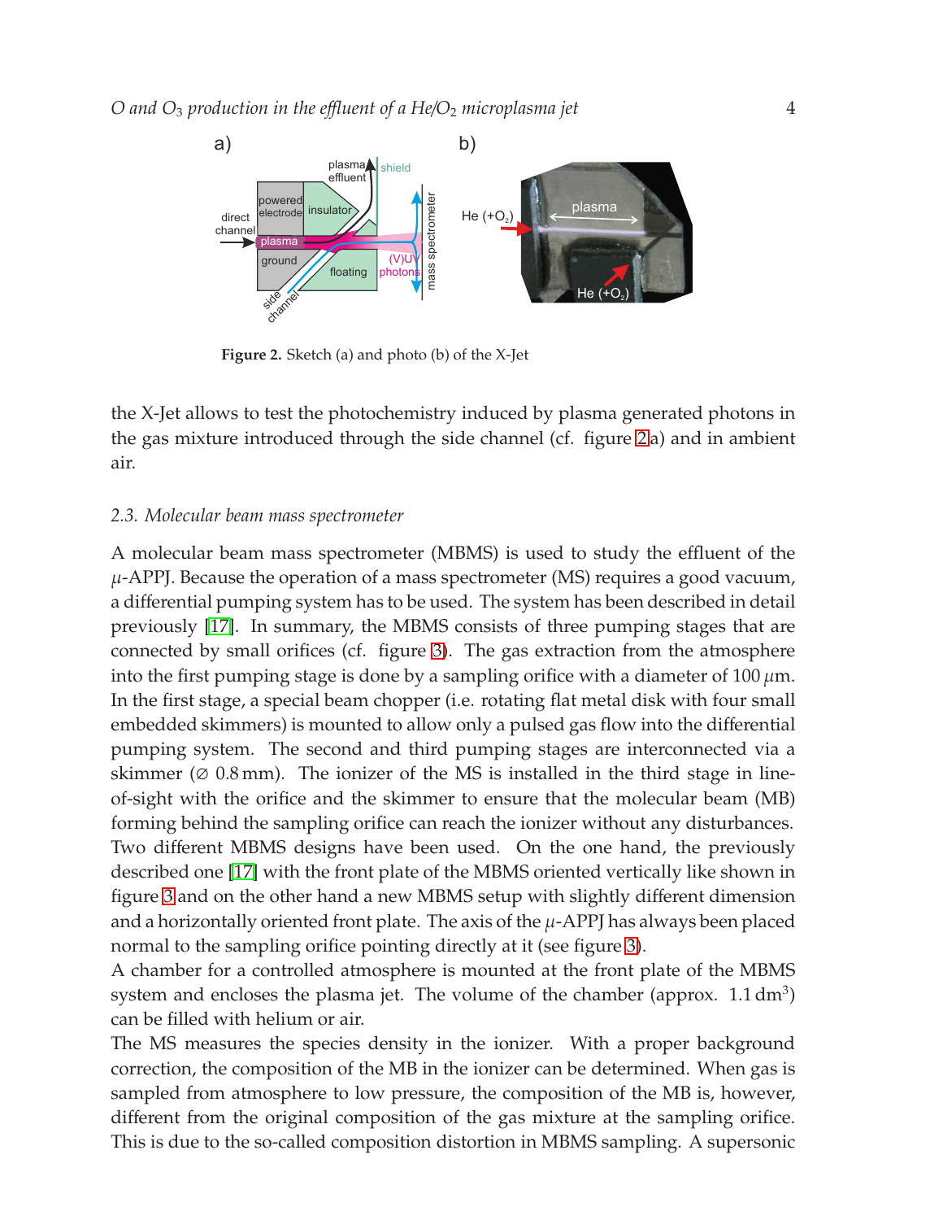**Figure 2.** Sketch (a) and photo (b) of the X-Jet

the X-Jet allows to test the photochemistry induced by plasma generated photons in the gas mixture introduced through the side channel (cf. figure 2a) and in ambient air.

### 2.3. Molecular beam mass spectrometer

A molecular beam mass spectrometer (MBMS) is used to study the effluent of the $\mu$-APPJ. Because the operation of a mass spectrometer (MS) requires a good vacuum, a differential pumping system has to be used. The system has been described in detail previously [17]. In summary, the MBMS consists of three pumping stages that are connected by small orifices (cf. figure 3). The gas extraction from the atmosphere into the first pumping stage is done by a sampling orifice with a diameter of 100 $\mu$m. In the first stage, a special beam chopper (i.e. rotating flat metal disk with four small embedded skimmers) is mounted to allow only a pulsed gas flow into the differential pumping system. The second and third pumping stages are interconnected via a skimmer ($\varnothing$ 0.8 mm). The ionizer of the MS is installed in the third stage in line-of-sight with the orifice and the skimmer to ensure that the molecular beam (MB) forming behind the sampling orifice can reach the ionizer without any disturbances. Two different MBMS designs have been used. On the one hand, the previously described one [17] with the front plate of the MBMS oriented vertically like shown in figure 3 and on the other hand a new MBMS setup with slightly different dimension and a horizontally oriented front plate. The axis of the $\mu$-APPJ has always been placed normal to the sampling orifice pointing directly at it (see figure 3).
A chamber for a controlled atmosphere is mounted at the front plate of the MBMS system and encloses the plasma jet. The volume of the chamber (approx. 1.1 dm$^3$) can be filled with helium or air.
The MS measures the species density in the ionizer. With a proper background correction, the composition of the MB in the ionizer can be determined. When gas is sampled from atmosphere to low pressure, the composition of the MB is, however, different from the original composition of the gas mixture at the sampling orifice. This is due to the so-called composition distortion in MBMS sampling. A supersonic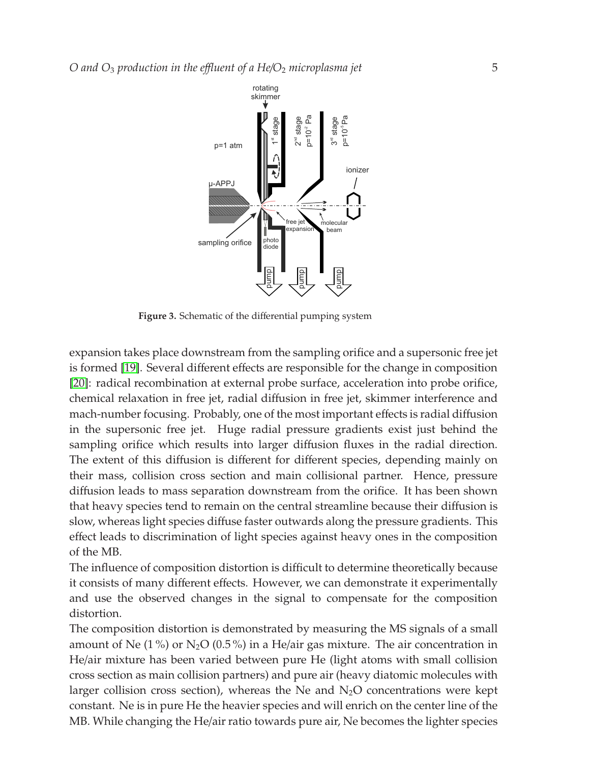Figure 3. Schematic of the differential pumping system

expansion takes place downstream from the sampling orifice and a supersonic free jet is formed [19]. Several different effects are responsible for the change in composition [20]: radical recombination at external probe surface, acceleration into probe orifice, chemical relaxation in free jet, radial diffusion in free jet, skimmer interference and mach-number focusing. Probably, one of the most important effects is radial diffusion in the supersonic free jet. Huge radial pressure gradients exist just behind the sampling orifice which results into larger diffusion fluxes in the radial direction. The extent of this diffusion is different for different species, depending mainly on their mass, collision cross section and main collisional partner. Hence, pressure diffusion leads to mass separation downstream from the orifice. It has been shown that heavy species tend to remain on the central streamline because their diffusion is slow, whereas light species diffuse faster outwards along the pressure gradients. This effect leads to discrimination of light species against heavy ones in the composition of the MB.

The influence of composition distortion is difficult to determine theoretically because it consists of many different effects. However, we can demonstrate it experimentally and use the observed changes in the signal to compensate for the composition distortion.

The composition distortion is demonstrated by measuring the MS signals of a small amount of Ne (1 %) or $N_2O$ (0.5 %) in a He/air gas mixture. The air concentration in He/air mixture has been varied between pure He (light atoms with small collision cross section as main collision partners) and pure air (heavy diatomic molecules with larger collision cross section), whereas the Ne and $N_2O$ concentrations were kept constant. Ne is in pure He the heavier species and will enrich on the center line of the MB. While changing the He/air ratio towards pure air, Ne becomes the lighter species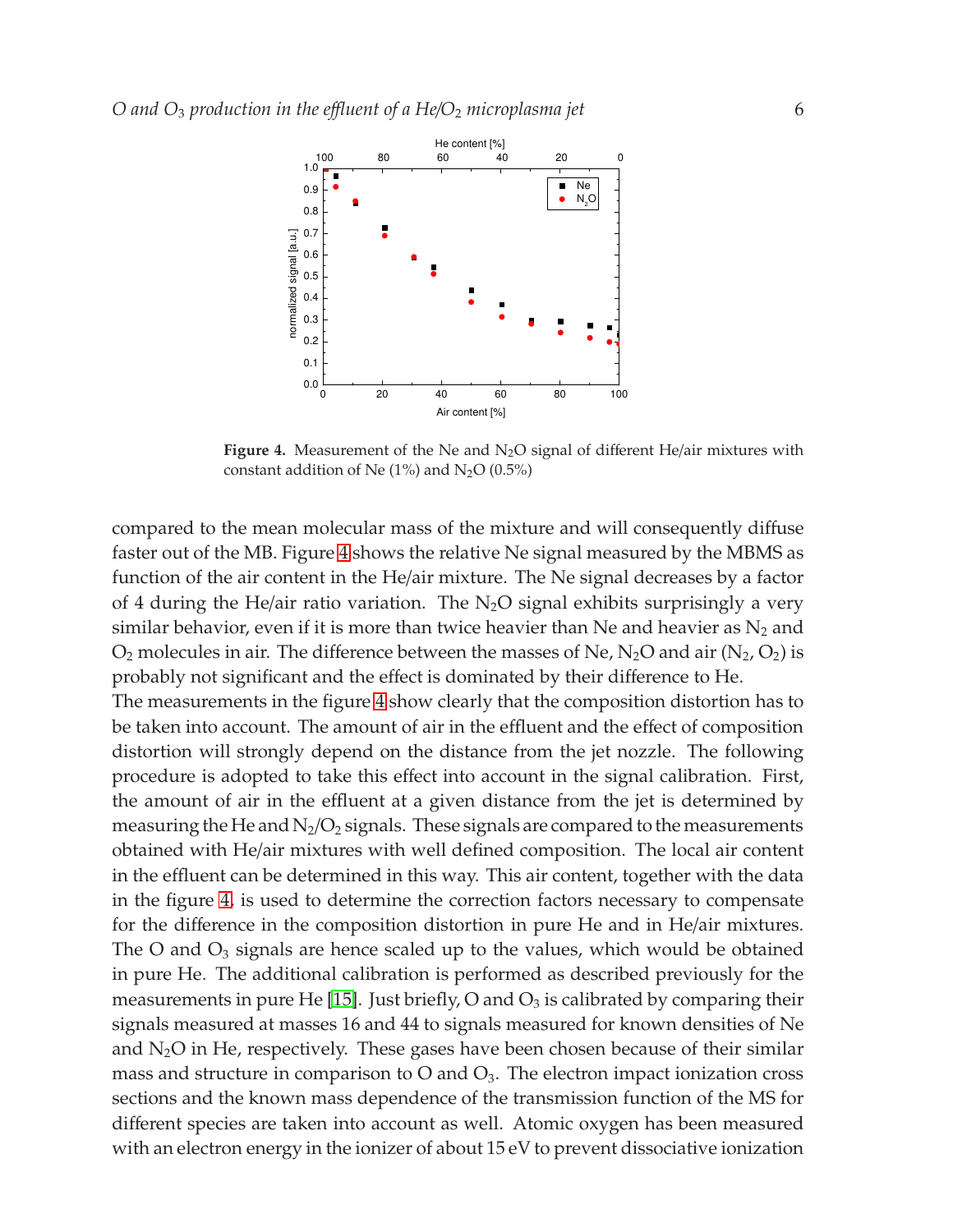**Figure 4.** Measurement of the Ne and $N_2O$ signal of different He/air mixtures with constant addition of Ne (1%) and $N_2O$ (0.5%)

compared to the mean molecular mass of the mixture and will consequently diffuse faster out of the MB. Figure 4 shows the relative Ne signal measured by the MBMS as function of the air content in the He/air mixture. The Ne signal decreases by a factor of 4 during the He/air ratio variation. The $N_2O$ signal exhibits surprisingly a very similar behavior, even if it is more than twice heavier than Ne and heavier as $N_2$ and $O_2$ molecules in air. The difference between the masses of Ne, $N_2O$ and air ($N_2$, $O_2$) is probably not significant and the effect is dominated by their difference to He.

The measurements in the figure 4 show clearly that the composition distortion has to be taken into account. The amount of air in the effluent and the effect of composition distortion will strongly depend on the distance from the jet nozzle. The following procedure is adopted to take this effect into account in the signal calibration. First, the amount of air in the effluent at a given distance from the jet is determined by measuring the He and $N_2$/$O_2$ signals. These signals are compared to the measurements obtained with He/air mixtures with well defined composition. The local air content in the effluent can be determined in this way. This air content, together with the data in the figure 4, is used to determine the correction factors necessary to compensate for the difference in the composition distortion in pure He and in He/air mixtures. The O and $O_3$ signals are hence scaled up to the values, which would be obtained in pure He. The additional calibration is performed as described previously for the measurements in pure He [15]. Just briefly, O and $O_3$ is calibrated by comparing their signals measured at masses 16 and 44 to signals measured for known densities of Ne and $N_2O$ in He, respectively. These gases have been chosen because of their similar mass and structure in comparison to O and $O_3$. The electron impact ionization cross sections and the known mass dependence of the transmission function of the MS for different species are taken into account as well. Atomic oxygen has been measured with an electron energy in the ionizer of about 15 eV to prevent dissociative ionization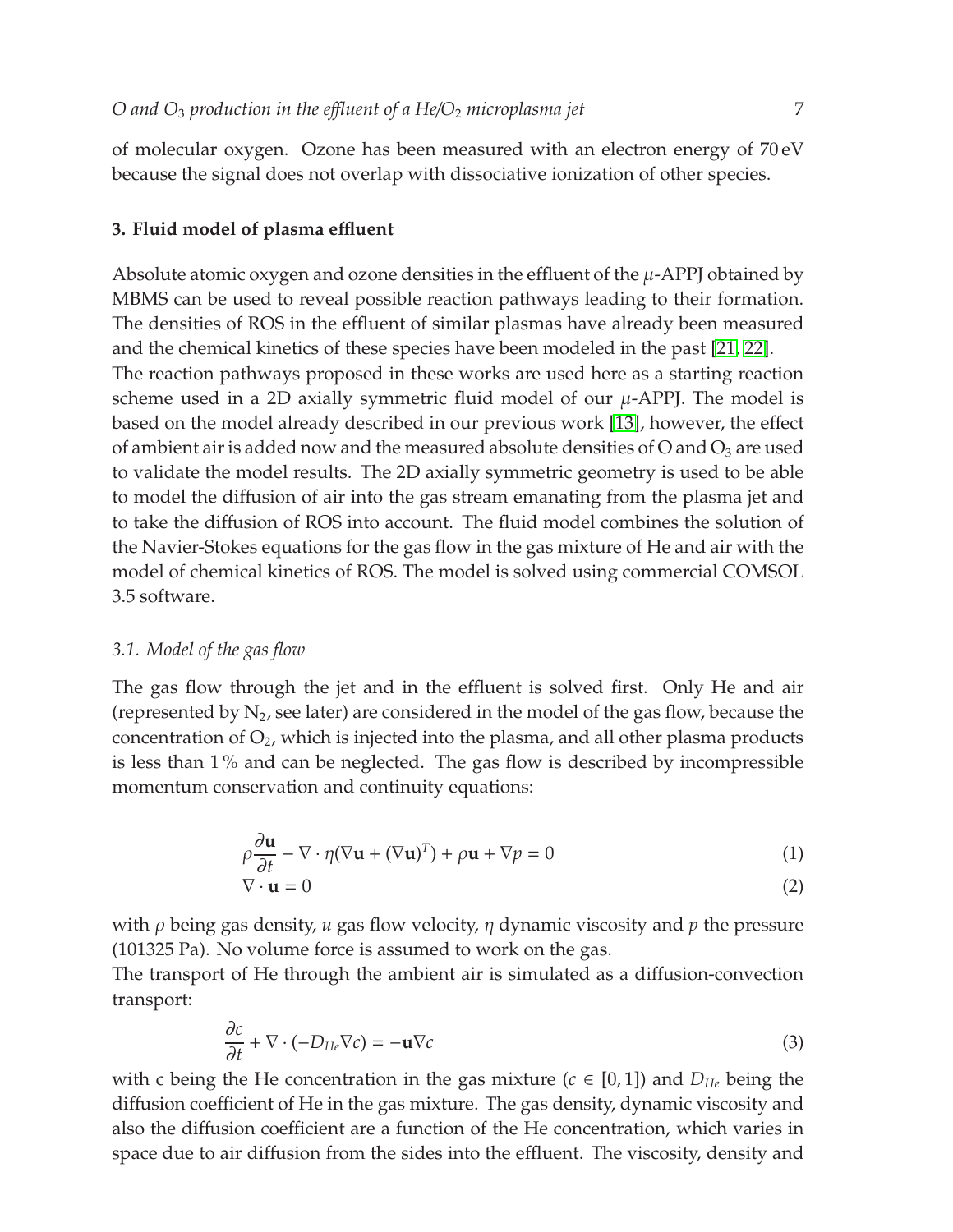of molecular oxygen. Ozone has been measured with an electron energy of 70 eV because the signal does not overlap with dissociative ionization of other species.

## 3. Fluid model of plasma effluent

Absolute atomic oxygen and ozone densities in the effluent of the $\mu$-APPJ obtained by MBMS can be used to reveal possible reaction pathways leading to their formation. The densities of ROS in the effluent of similar plasmas have already been measured and the chemical kinetics of these species have been modeled in the past [21, 22]. The reaction pathways proposed in these works are used here as a starting reaction scheme used in a 2D axially symmetric fluid model of our $\mu$-APPJ. The model is based on the model already described in our previous work [13], however, the effect of ambient air is added now and the measured absolute densities of O and $O_3$ are used to validate the model results. The 2D axially symmetric geometry is used to be able to model the diffusion of air into the gas stream emanating from the plasma jet and to take the diffusion of ROS into account. The fluid model combines the solution of the Navier-Stokes equations for the gas flow in the gas mixture of He and air with the model of chemical kinetics of ROS. The model is solved using commercial COMSOL 3.5 software.

### *3.1. Model of the gas flow*

The gas flow through the jet and in the effluent is solved first. Only He and air (represented by $N_2$, see later) are considered in the model of the gas flow, because the concentration of $O_2$, which is injected into the plasma, and all other plasma products is less than 1 % and can be neglected. The gas flow is described by incompressible momentum conservation and continuity equations:

$$\rho\frac{\partial \mathbf{u}}{\partial t} - \nabla \cdot \eta(\nabla\mathbf{u} + (\nabla\mathbf{u})^T) + \rho\mathbf{u} + \nabla p = 0 \tag{1}$$

$$\nabla \cdot \mathbf{u} = 0 \tag{2}$$

with $\rho$ being gas density, $u$ gas flow velocity, $\eta$ dynamic viscosity and $p$ the pressure (101325 Pa). No volume force is assumed to work on the gas.
The transport of He through the ambient air is simulated as a diffusion-convection transport:

$$\frac{\partial c}{\partial t} + \nabla \cdot (-D_{He}\nabla c) = -\mathbf{u}\nabla c \tag{3}$$

with c being the He concentration in the gas mixture ($c \in [0, 1]$) and $D_{He}$ being the diffusion coefficient of He in the gas mixture. The gas density, dynamic viscosity and also the diffusion coefficient are a function of the He concentration, which varies in space due to air diffusion from the sides into the effluent. The viscosity, density and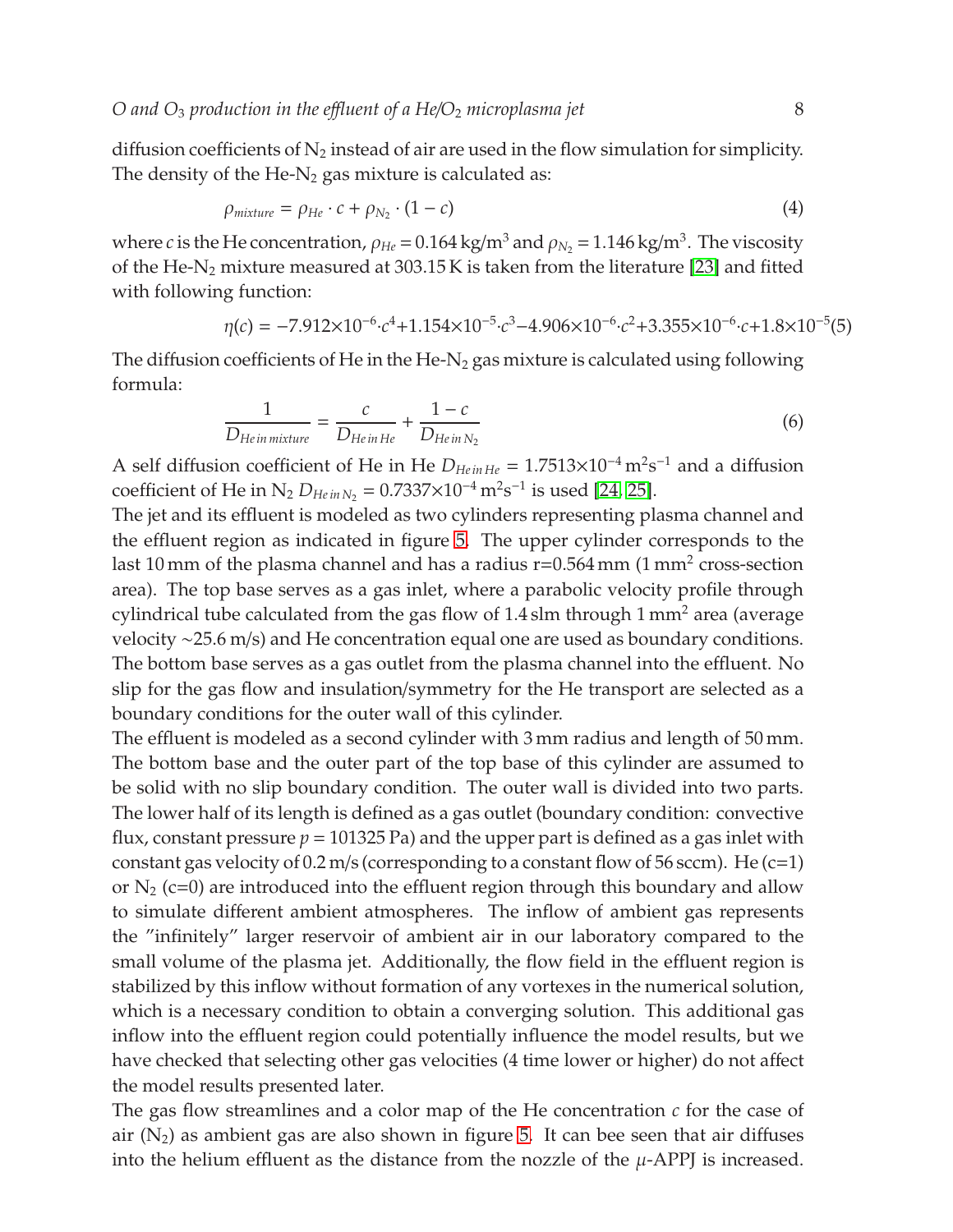diffusion coefficients of $N_2$ instead of air are used in the flow simulation for simplicity. The density of the He-$N_2$ gas mixture is calculated as:

$$\rho_{mixture} = \rho_{He} \cdot c + \rho_{N_2} \cdot (1 - c) \tag{4}$$

where $c$ is the He concentration, $\rho_{He} = 0.164\,\mathrm{kg/m^3}$ and $\rho_{N_2} = 1.146\,\mathrm{kg/m^3}$. The viscosity of the He-$N_2$ mixture measured at 303.15 K is taken from the literature [23] and fitted with following function:

$$\eta(c) = -7.912{\times}10^{-6}{\cdot}c^4 + 1.154{\times}10^{-5}{\cdot}c^3 - 4.906{\times}10^{-6}{\cdot}c^2 + 3.355{\times}10^{-6}{\cdot}c + 1.8{\times}10^{-5} \tag{5}$$

The diffusion coefficients of He in the He-$N_2$ gas mixture is calculated using following formula:

$$\frac{1}{D_{He\,in\,mixture}} = \frac{c}{D_{He\,in\,He}} + \frac{1-c}{D_{He\,in\,N_2}} \tag{6}$$

A self diffusion coefficient of He in He $D_{He\,in\,He} = 1.7513{\times}10^{-4}\,\mathrm{m^2s^{-1}}$ and a diffusion coefficient of He in $N_2$ $D_{He\,in\,N_2} = 0.7337{\times}10^{-4}\,\mathrm{m^2s^{-1}}$ is used [24, 25].

The jet and its effluent is modeled as two cylinders representing plasma channel and the effluent region as indicated in figure 5. The upper cylinder corresponds to the last 10 mm of the plasma channel and has a radius r=0.564 mm (1 $\mathrm{mm^2}$ cross-section area). The top base serves as a gas inlet, where a parabolic velocity profile through cylindrical tube calculated from the gas flow of 1.4 slm through 1 $\mathrm{mm^2}$ area (average velocity ~25.6 m/s) and He concentration equal one are used as boundary conditions. The bottom base serves as a gas outlet from the plasma channel into the effluent. No slip for the gas flow and insulation/symmetry for the He transport are selected as a boundary conditions for the outer wall of this cylinder.

The effluent is modeled as a second cylinder with 3 mm radius and length of 50 mm. The bottom base and the outer part of the top base of this cylinder are assumed to be solid with no slip boundary condition. The outer wall is divided into two parts. The lower half of its length is defined as a gas outlet (boundary condition: convective flux, constant pressure $p = 101325$ Pa) and the upper part is defined as a gas inlet with constant gas velocity of 0.2 m/s (corresponding to a constant flow of 56 sccm). He (c=1) or $N_2$ (c=0) are introduced into the effluent region through this boundary and allow to simulate different ambient atmospheres. The inflow of ambient gas represents the "infinitely" larger reservoir of ambient air in our laboratory compared to the small volume of the plasma jet. Additionally, the flow field in the effluent region is stabilized by this inflow without formation of any vortexes in the numerical solution, which is a necessary condition to obtain a converging solution. This additional gas inflow into the effluent region could potentially influence the model results, but we have checked that selecting other gas velocities (4 time lower or higher) do not affect the model results presented later.

The gas flow streamlines and a color map of the He concentration $c$ for the case of air ($N_2$) as ambient gas are also shown in figure 5. It can bee seen that air diffuses into the helium effluent as the distance from the nozzle of the $\mu$-APPJ is increased.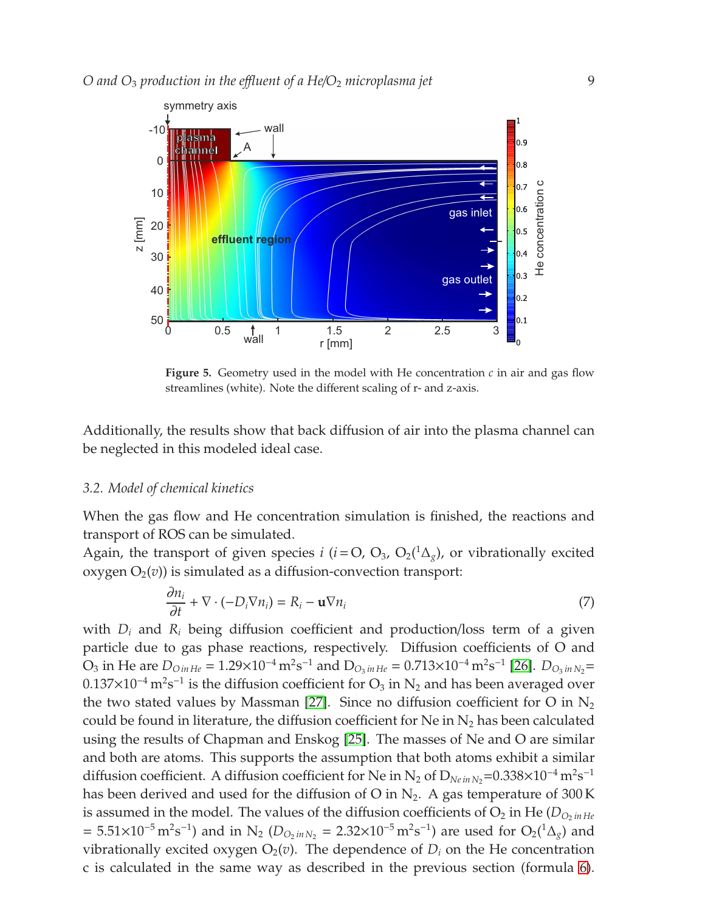Figure 5. Geometry used in the model with He concentration $c$ in air and gas flow streamlines (white). Note the different scaling of r- and z-axis.

Additionally, the results show that back diffusion of air into the plasma channel can be neglected in this modeled ideal case.

### 3.2. Model of chemical kinetics

When the gas flow and He concentration simulation is finished, the reactions and transport of ROS can be simulated.

Again, the transport of given species $i$ ($i = O$, $O_3$, $O_2(^1\Delta_g)$, or vibrationally excited oxygen $O_2(v)$) is simulated as a diffusion-convection transport:

$$\frac{\partial n_i}{\partial t} + \nabla \cdot (-D_i \nabla n_i) = R_i - \mathbf{u} \nabla n_i \tag{7}$$

with $D_i$ and $R_i$ being diffusion coefficient and production/loss term of a given particle due to gas phase reactions, respectively. Diffusion coefficients of O and $O_3$ in He are $D_{O\,in\,He} = 1.29 \times 10^{-4}\,\mathrm{m^2s^{-1}}$ and $D_{O_3\,in\,He} = 0.713 \times 10^{-4}\,\mathrm{m^2s^{-1}}$ [26]. $D_{O_3\,in\,N_2} = 0.137 \times 10^{-4}\,\mathrm{m^2s^{-1}}$ is the diffusion coefficient for $O_3$ in $N_2$ and has been averaged over the two stated values by Massman [27]. Since no diffusion coefficient for O in $N_2$ could be found in literature, the diffusion coefficient for Ne in $N_2$ has been calculated using the results of Chapman and Enskog [25]. The masses of Ne and O are similar and both are atoms. This supports the assumption that both atoms exhibit a similar diffusion coefficient. A diffusion coefficient for Ne in $N_2$ of $D_{Ne\,in\,N_2} = 0.338 \times 10^{-4}\,\mathrm{m^2s^{-1}}$ has been derived and used for the diffusion of O in $N_2$. A gas temperature of 300 K is assumed in the model. The values of the diffusion coefficients of $O_2$ in He ($D_{O_2\,in\,He} = 5.51 \times 10^{-5}\,\mathrm{m^2s^{-1}}$) and in $N_2$ ($D_{O_2\,in\,N_2} = 2.32 \times 10^{-5}\,\mathrm{m^2s^{-1}}$) are used for $O_2(^1\Delta_g)$ and vibrationally excited oxygen $O_2(v)$. The dependence of $D_i$ on the He concentration c is calculated in the same way as described in the previous section (formula 6).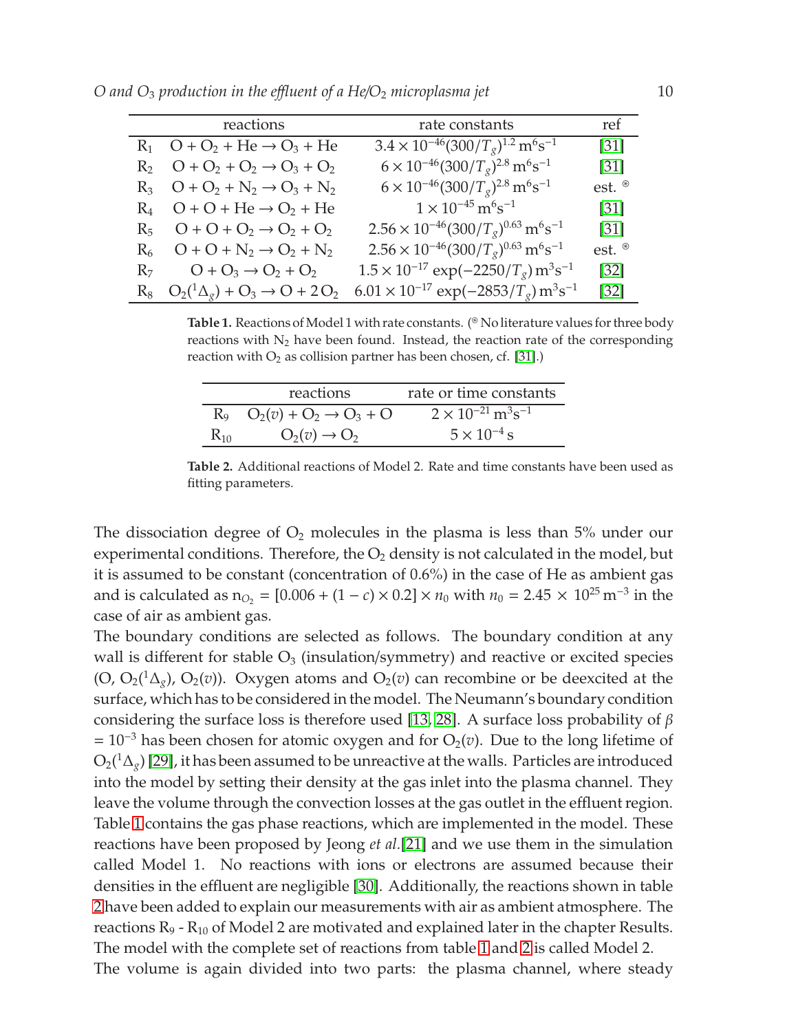| | reactions | rate constants | ref |
|---|---|---|---|
| $R_1$ | $O + O_2 + He \rightarrow O_3 + He$ | $3.4 \times 10^{-46}(300/T_g)^{1.2}\,m^6s^{-1}$ | [31] |
| $R_2$ | $O + O_2 + O_2 \rightarrow O_3 + O_2$ | $6 \times 10^{-46}(300/T_g)^{2.8}\,m^6s^{-1}$ | [31] |
| $R_3$ | $O + O_2 + N_2 \rightarrow O_3 + N_2$ | $6 \times 10^{-46}(300/T_g)^{2.8}\,m^6s^{-1}$ | est. ® |
| $R_4$ | $O + O + He \rightarrow O_2 + He$ | $1 \times 10^{-45}\,m^6s^{-1}$ | [31] |
| $R_5$ | $O + O + O_2 \rightarrow O_2 + O_2$ | $2.56 \times 10^{-46}(300/T_g)^{0.63}\,m^6s^{-1}$ | [31] |
| $R_6$ | $O + O + N_2 \rightarrow O_2 + N_2$ | $2.56 \times 10^{-46}(300/T_g)^{0.63}\,m^6s^{-1}$ | est. ® |
| $R_7$ | $O + O_3 \rightarrow O_2 + O_2$ | $1.5 \times 10^{-17}\exp(-2250/T_g)\,m^3s^{-1}$ | [32] |
| $R_8$ | $O_2(^1\Delta_g) + O_3 \rightarrow O + 2\,O_2$ | $6.01 \times 10^{-17}\exp(-2853/T_g)\,m^3s^{-1}$ | [32] |

**Table 1.** Reactions of Model 1 with rate constants. (® No literature values for three body reactions with $N_2$ have been found. Instead, the reaction rate of the corresponding reaction with $O_2$ as collision partner has been chosen, cf. [31].)

| | reactions | rate or time constants |
|---|---|---|
| $R_9$ | $O_2(v) + O_2 \rightarrow O_3 + O$ | $2 \times 10^{-21}\,m^3s^{-1}$ |
| $R_{10}$ | $O_2(v) \rightarrow O_2$ | $5 \times 10^{-4}\,s$ |

**Table 2.** Additional reactions of Model 2. Rate and time constants have been used as fitting parameters.

The dissociation degree of $O_2$ molecules in the plasma is less than 5% under our experimental conditions. Therefore, the $O_2$ density is not calculated in the model, but it is assumed to be constant (concentration of 0.6%) in the case of He as ambient gas and is calculated as $n_{O_2} = [0.006 + (1 - c) \times 0.2] \times n_0$ with $n_0 = 2.45 \times 10^{25}\,m^{-3}$ in the case of air as ambient gas.

The boundary conditions are selected as follows. The boundary condition at any wall is different for stable $O_3$ (insulation/symmetry) and reactive or excited species (O, $O_2(^1\Delta_g)$, $O_2(v)$). Oxygen atoms and $O_2(v)$ can recombine or be deexcited at the surface, which has to be considered in the model. The Neumann's boundary condition considering the surface loss is therefore used [13, 28]. A surface loss probability of $\beta = 10^{-3}$ has been chosen for atomic oxygen and for $O_2(v)$. Due to the long lifetime of $O_2(^1\Delta_g)$ [29], it has been assumed to be unreactive at the walls. Particles are introduced into the model by setting their density at the gas inlet into the plasma channel. They leave the volume through the convection losses at the gas outlet in the effluent region. Table 1 contains the gas phase reactions, which are implemented in the model. These reactions have been proposed by Jeong *et al.*[21] and we use them in the simulation called Model 1. No reactions with ions or electrons are assumed because their densities in the effluent are negligible [30]. Additionally, the reactions shown in table 2 have been added to explain our measurements with air as ambient atmosphere. The reactions $R_9$ - $R_{10}$ of Model 2 are motivated and explained later in the chapter Results. The model with the complete set of reactions from table 1 and 2 is called Model 2.

The volume is again divided into two parts: the plasma channel, where steady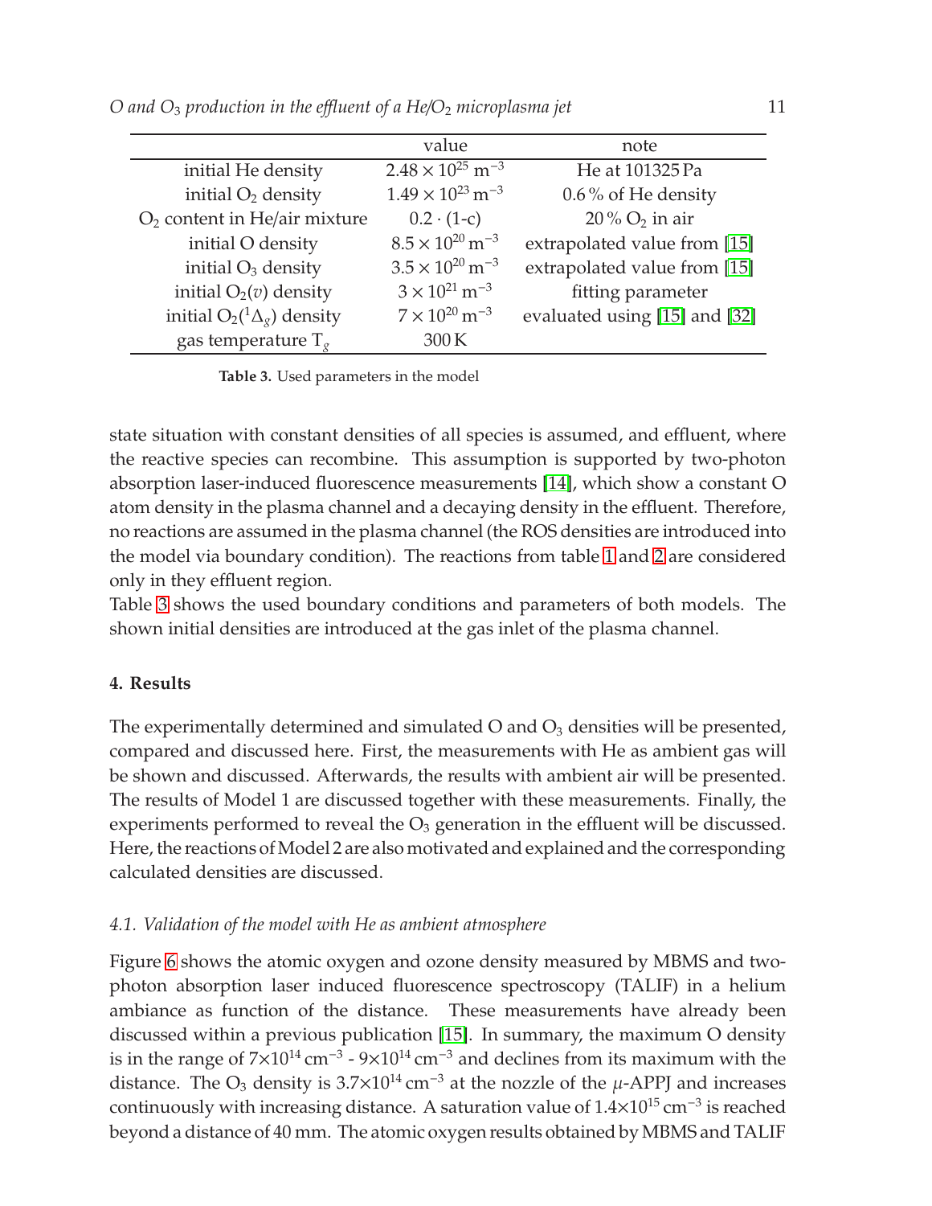| | value | note |
|---|---|---|
| initial He density | $2.48 \times 10^{25}\,\mathrm{m^{-3}}$ | He at 101325 Pa |
| initial $O_2$ density | $1.49 \times 10^{23}\,\mathrm{m^{-3}}$ | 0.6 % of He density |
| $O_2$ content in He/air mixture | $0.2 \cdot (1\text{-c})$ | 20 % $O_2$ in air |
| initial O density | $8.5 \times 10^{20}\,\mathrm{m^{-3}}$ | extrapolated value from [15] |
| initial $O_3$ density | $3.5 \times 10^{20}\,\mathrm{m^{-3}}$ | extrapolated value from [15] |
| initial $O_2(v)$ density | $3 \times 10^{21}\,\mathrm{m^{-3}}$ | fitting parameter |
| initial $O_2(^1\Delta_g)$ density | $7 \times 10^{20}\,\mathrm{m^{-3}}$ | evaluated using [15] and [32] |
| gas temperature $T_g$ | 300 K | |

**Table 3.** Used parameters in the model

state situation with constant densities of all species is assumed, and effluent, where the reactive species can recombine. This assumption is supported by two-photon absorption laser-induced fluorescence measurements [14], which show a constant O atom density in the plasma channel and a decaying density in the effluent. Therefore, no reactions are assumed in the plasma channel (the ROS densities are introduced into the model via boundary condition). The reactions from table 1 and 2 are considered only in they effluent region.
Table 3 shows the used boundary conditions and parameters of both models. The shown initial densities are introduced at the gas inlet of the plasma channel.

## 4. Results

The experimentally determined and simulated O and $O_3$ densities will be presented, compared and discussed here. First, the measurements with He as ambient gas will be shown and discussed. Afterwards, the results with ambient air will be presented. The results of Model 1 are discussed together with these measurements. Finally, the experiments performed to reveal the $O_3$ generation in the effluent will be discussed. Here, the reactions of Model 2 are also motivated and explained and the corresponding calculated densities are discussed.

### *4.1. Validation of the model with He as ambient atmosphere*

Figure 6 shows the atomic oxygen and ozone density measured by MBMS and two-photon absorption laser induced fluorescence spectroscopy (TALIF) in a helium ambiance as function of the distance. These measurements have already been discussed within a previous publication [15]. In summary, the maximum O density is in the range of $7{\times}10^{14}\,\mathrm{cm^{-3}}$ - $9{\times}10^{14}\,\mathrm{cm^{-3}}$ and declines from its maximum with the distance. The $O_3$ density is $3.7{\times}10^{14}\,\mathrm{cm^{-3}}$ at the nozzle of the $\mu$-APPJ and increases continuously with increasing distance. A saturation value of $1.4{\times}10^{15}\,\mathrm{cm^{-3}}$ is reached beyond a distance of 40 mm. The atomic oxygen results obtained by MBMS and TALIF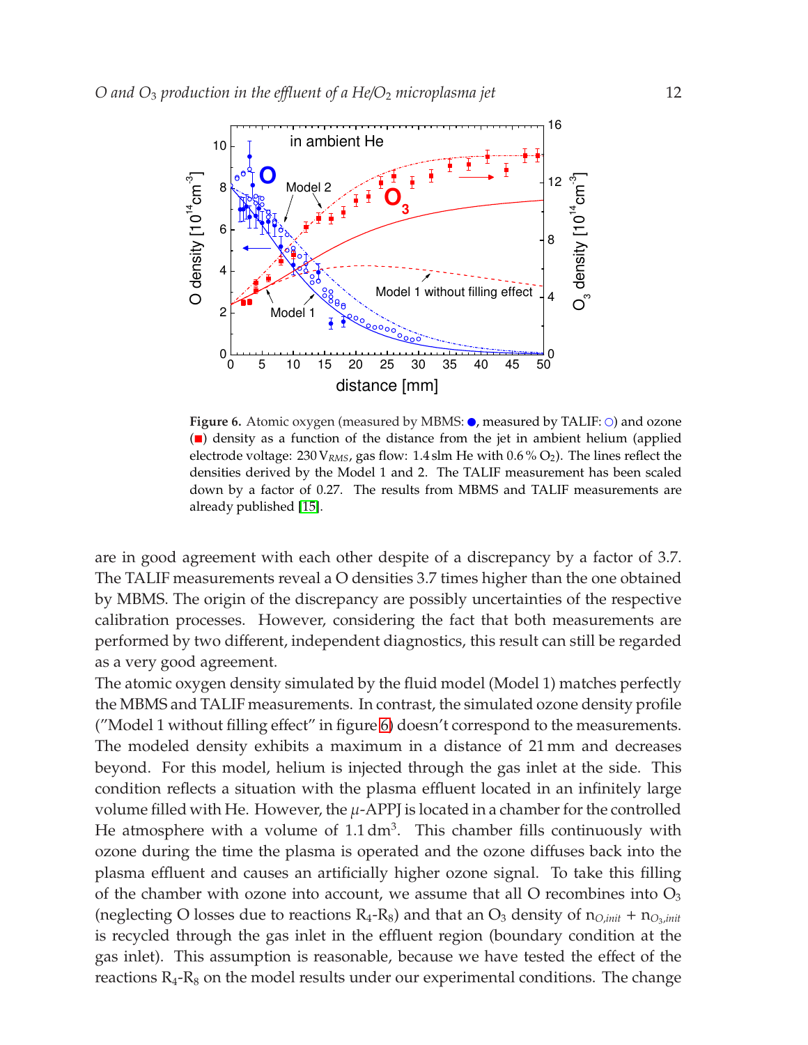**Figure 6.** Atomic oxygen (measured by MBMS: ●, measured by TALIF: ○) and ozone (■) density as a function of the distance from the jet in ambient helium (applied electrode voltage: 230 $V_{RMS}$, gas flow: 1.4 slm He with 0.6 % $O_2$). The lines reflect the densities derived by the Model 1 and 2. The TALIF measurement has been scaled down by a factor of 0.27. The results from MBMS and TALIF measurements are already published [15].

are in good agreement with each other despite of a discrepancy by a factor of 3.7. The TALIF measurements reveal a O densities 3.7 times higher than the one obtained by MBMS. The origin of the discrepancy are possibly uncertainties of the respective calibration processes. However, considering the fact that both measurements are performed by two different, independent diagnostics, this result can still be regarded as a very good agreement.

The atomic oxygen density simulated by the fluid model (Model 1) matches perfectly the MBMS and TALIF measurements. In contrast, the simulated ozone density profile ("Model 1 without filling effect" in figure 6) doesn't correspond to the measurements. The modeled density exhibits a maximum in a distance of 21 mm and decreases beyond. For this model, helium is injected through the gas inlet at the side. This condition reflects a situation with the plasma effluent located in an infinitely large volume filled with He. However, the $\mu$-APPJ is located in a chamber for the controlled He atmosphere with a volume of 1.1 $dm^3$. This chamber fills continuously with ozone during the time the plasma is operated and the ozone diffuses back into the plasma effluent and causes an artificially higher ozone signal. To take this filling of the chamber with ozone into account, we assume that all O recombines into $O_3$ (neglecting O losses due to reactions $R_4$-$R_8$) and that an $O_3$ density of $n_{O,init} + n_{O_3,init}$ is recycled through the gas inlet in the effluent region (boundary condition at the gas inlet). This assumption is reasonable, because we have tested the effect of the reactions $R_4$-$R_8$ on the model results under our experimental conditions. The change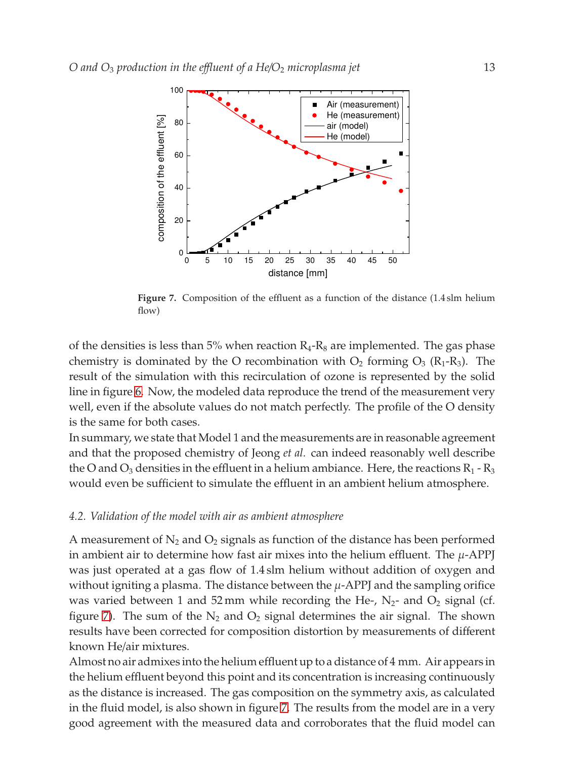Figure 7. Composition of the effluent as a function of the distance (1.4 slm helium flow)

of the densities is less than 5% when reaction $R_4$-$R_8$ are implemented. The gas phase chemistry is dominated by the O recombination with $O_2$ forming $O_3$ ($R_1$-$R_3$). The result of the simulation with this recirculation of ozone is represented by the solid line in figure 6. Now, the modeled data reproduce the trend of the measurement very well, even if the absolute values do not match perfectly. The profile of the O density is the same for both cases.

In summary, we state that Model 1 and the measurements are in reasonable agreement and that the proposed chemistry of Jeong *et al.* can indeed reasonably well describe the O and $O_3$ densities in the effluent in a helium ambiance. Here, the reactions $R_1$ - $R_3$ would even be sufficient to simulate the effluent in an ambient helium atmosphere.

### 4.2. Validation of the model with air as ambient atmosphere

A measurement of $N_2$ and $O_2$ signals as function of the distance has been performed in ambient air to determine how fast air mixes into the helium effluent. The $\mu$-APPJ was just operated at a gas flow of 1.4 slm helium without addition of oxygen and without igniting a plasma. The distance between the $\mu$-APPJ and the sampling orifice was varied between 1 and 52 mm while recording the He-, $N_2$- and $O_2$ signal (cf. figure 7). The sum of the $N_2$ and $O_2$ signal determines the air signal. The shown results have been corrected for composition distortion by measurements of different known He/air mixtures.

Almost no air admixes into the helium effluent up to a distance of 4 mm. Air appears in the helium effluent beyond this point and its concentration is increasing continuously as the distance is increased. The gas composition on the symmetry axis, as calculated in the fluid model, is also shown in figure 7. The results from the model are in a very good agreement with the measured data and corroborates that the fluid model can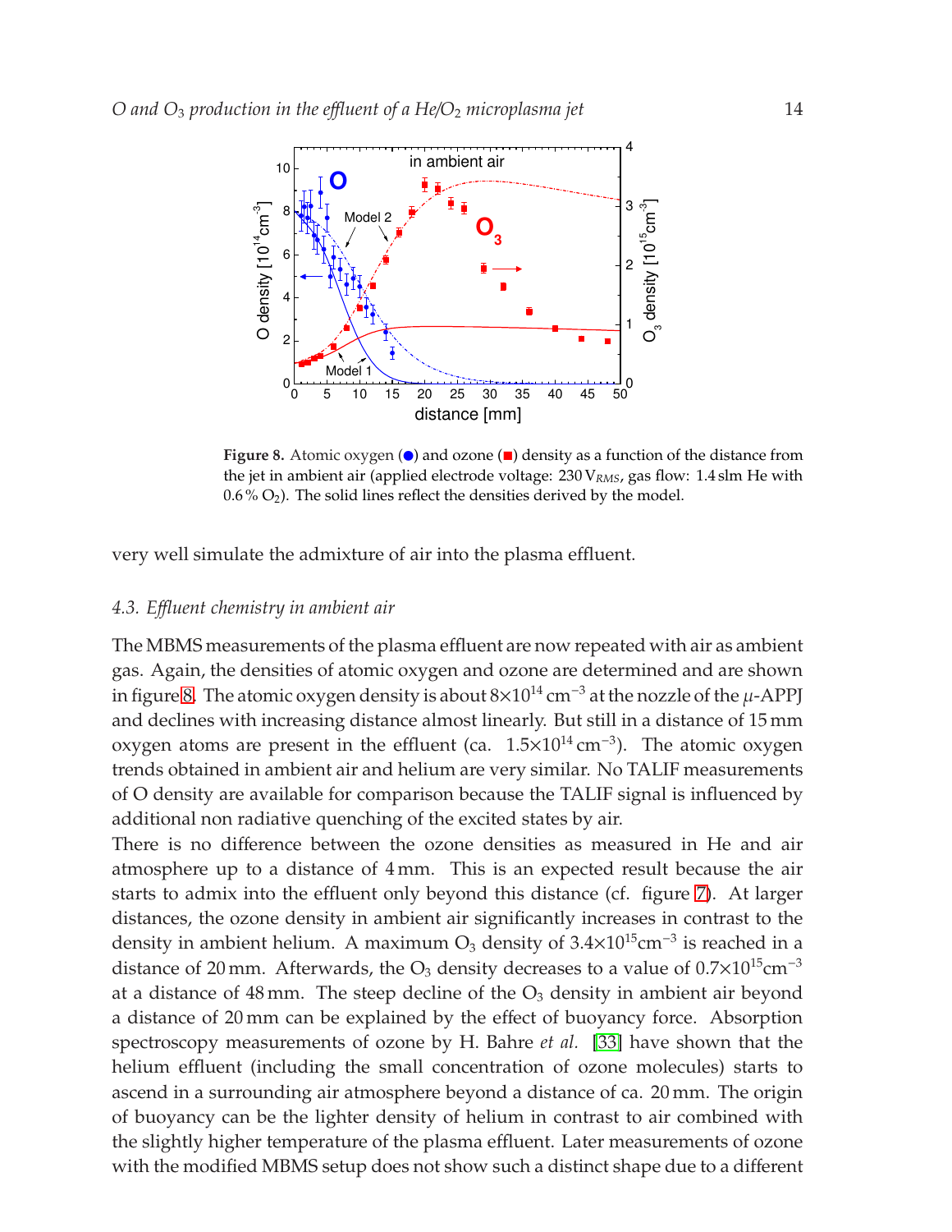Figure 8. Atomic oxygen (●) and ozone (■) density as a function of the distance from the jet in ambient air (applied electrode voltage: 230 $V_{RMS}$, gas flow: 1.4 slm He with 0.6 % $O_2$). The solid lines reflect the densities derived by the model.

very well simulate the admixture of air into the plasma effluent.

### 4.3. *Effluent chemistry in ambient air*

The MBMS measurements of the plasma effluent are now repeated with air as ambient gas. Again, the densities of atomic oxygen and ozone are determined and are shown in figure 8. The atomic oxygen density is about $8\times10^{14}$ cm$^{-3}$ at the nozzle of the $\mu$-APPJ and declines with increasing distance almost linearly. But still in a distance of 15 mm oxygen atoms are present in the effluent (ca. $1.5\times10^{14}$ cm$^{-3}$). The atomic oxygen trends obtained in ambient air and helium are very similar. No TALIF measurements of O density are available for comparison because the TALIF signal is influenced by additional non radiative quenching of the excited states by air.

There is no difference between the ozone densities as measured in He and air atmosphere up to a distance of 4 mm. This is an expected result because the air starts to admix into the effluent only beyond this distance (cf. figure 7). At larger distances, the ozone density in ambient air significantly increases in contrast to the density in ambient helium. A maximum $O_3$ density of $3.4\times10^{15}$cm$^{-3}$ is reached in a distance of 20 mm. Afterwards, the $O_3$ density decreases to a value of $0.7\times10^{15}$cm$^{-3}$ at a distance of 48 mm. The steep decline of the $O_3$ density in ambient air beyond a distance of 20 mm can be explained by the effect of buoyancy force. Absorption spectroscopy measurements of ozone by H. Bahre *et al.* [33] have shown that the helium effluent (including the small concentration of ozone molecules) starts to ascend in a surrounding air atmosphere beyond a distance of ca. 20 mm. The origin of buoyancy can be the lighter density of helium in contrast to air combined with the slightly higher temperature of the plasma effluent. Later measurements of ozone with the modified MBMS setup does not show such a distinct shape due to a different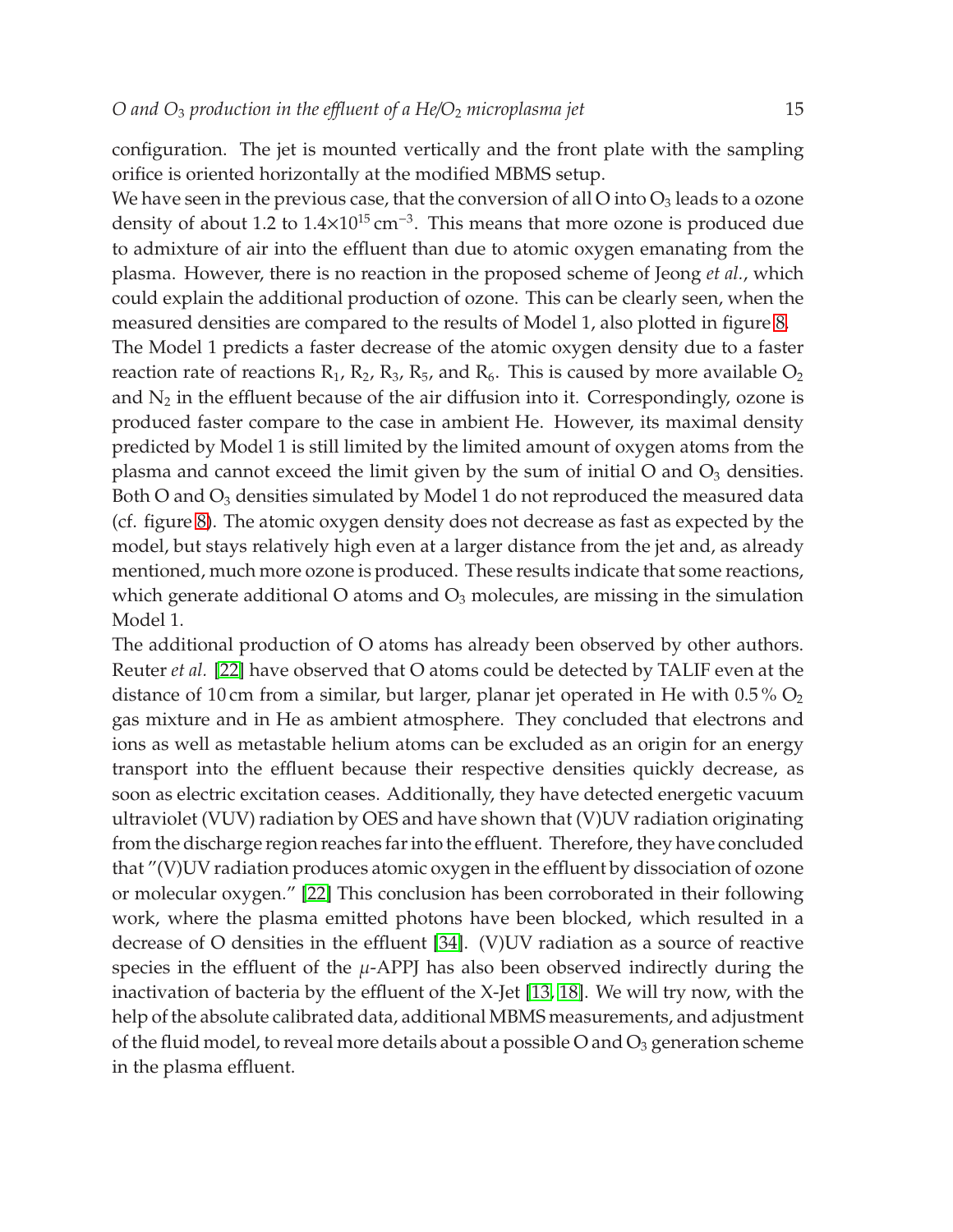configuration. The jet is mounted vertically and the front plate with the sampling orifice is oriented horizontally at the modified MBMS setup.

We have seen in the previous case, that the conversion of all O into $O_3$ leads to a ozone density of about 1.2 to $1.4 \times 10^{15}\,\mathrm{cm}^{-3}$. This means that more ozone is produced due to admixture of air into the effluent than due to atomic oxygen emanating from the plasma. However, there is no reaction in the proposed scheme of Jeong *et al.*, which could explain the additional production of ozone. This can be clearly seen, when the measured densities are compared to the results of Model 1, also plotted in figure 8.

The Model 1 predicts a faster decrease of the atomic oxygen density due to a faster reaction rate of reactions $R_1$, $R_2$, $R_3$, $R_5$, and $R_6$. This is caused by more available $O_2$ and $N_2$ in the effluent because of the air diffusion into it. Correspondingly, ozone is produced faster compare to the case in ambient He. However, its maximal density predicted by Model 1 is still limited by the limited amount of oxygen atoms from the plasma and cannot exceed the limit given by the sum of initial O and $O_3$ densities. Both O and $O_3$ densities simulated by Model 1 do not reproduced the measured data (cf. figure 8). The atomic oxygen density does not decrease as fast as expected by the model, but stays relatively high even at a larger distance from the jet and, as already mentioned, much more ozone is produced. These results indicate that some reactions, which generate additional O atoms and $O_3$ molecules, are missing in the simulation Model 1.

The additional production of O atoms has already been observed by other authors. Reuter *et al.* [22] have observed that O atoms could be detected by TALIF even at the distance of 10 cm from a similar, but larger, planar jet operated in He with 0.5 % $O_2$ gas mixture and in He as ambient atmosphere. They concluded that electrons and ions as well as metastable helium atoms can be excluded as an origin for an energy transport into the effluent because their respective densities quickly decrease, as soon as electric excitation ceases. Additionally, they have detected energetic vacuum ultraviolet (VUV) radiation by OES and have shown that (V)UV radiation originating from the discharge region reaches far into the effluent. Therefore, they have concluded that "(V)UV radiation produces atomic oxygen in the effluent by dissociation of ozone or molecular oxygen." [22] This conclusion has been corroborated in their following work, where the plasma emitted photons have been blocked, which resulted in a decrease of O densities in the effluent [34]. (V)UV radiation as a source of reactive species in the effluent of the $\mu$-APPJ has also been observed indirectly during the inactivation of bacteria by the effluent of the X-Jet [13, 18]. We will try now, with the help of the absolute calibrated data, additional MBMS measurements, and adjustment of the fluid model, to reveal more details about a possible O and $O_3$ generation scheme in the plasma effluent.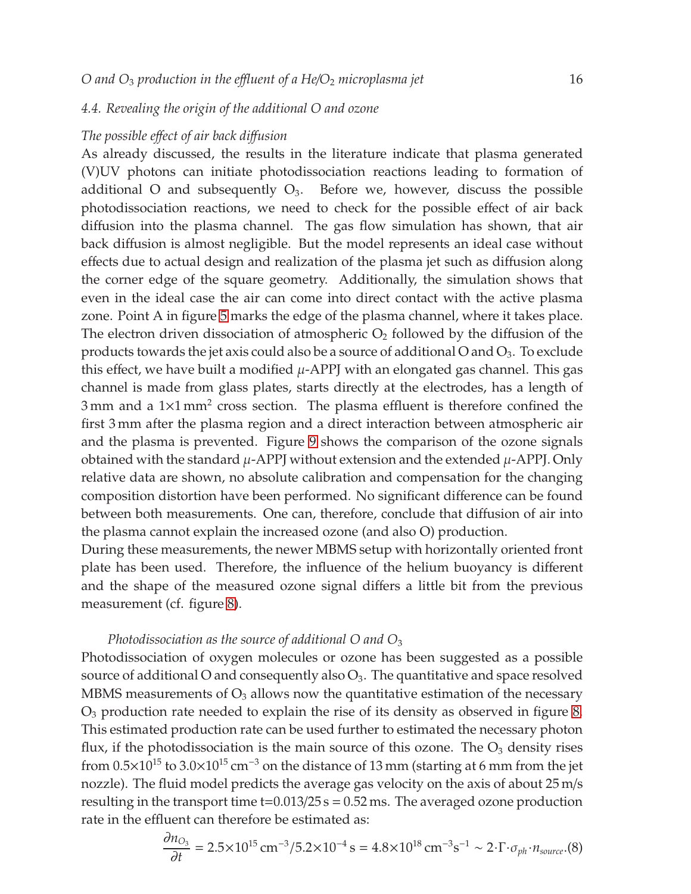### 4.4. Revealing the origin of the additional O and ozone

*The possible effect of air back diffusion*

As already discussed, the results in the literature indicate that plasma generated (V)UV photons can initiate photodissociation reactions leading to formation of additional O and subsequently $O_3$. Before we, however, discuss the possible photodissociation reactions, we need to check for the possible effect of air back diffusion into the plasma channel. The gas flow simulation has shown, that air back diffusion is almost negligible. But the model represents an ideal case without effects due to actual design and realization of the plasma jet such as diffusion along the corner edge of the square geometry. Additionally, the simulation shows that even in the ideal case the air can come into direct contact with the active plasma zone. Point A in figure 5 marks the edge of the plasma channel, where it takes place. The electron driven dissociation of atmospheric $O_2$ followed by the diffusion of the products towards the jet axis could also be a source of additional O and $O_3$. To exclude this effect, we have built a modified $\mu$-APPJ with an elongated gas channel. This gas channel is made from glass plates, starts directly at the electrodes, has a length of 3 mm and a $1{\times}1\,\text{mm}^2$ cross section. The plasma effluent is therefore confined the first 3 mm after the plasma region and a direct interaction between atmospheric air and the plasma is prevented. Figure 9 shows the comparison of the ozone signals obtained with the standard $\mu$-APPJ without extension and the extended $\mu$-APPJ. Only relative data are shown, no absolute calibration and compensation for the changing composition distortion have been performed. No significant difference can be found between both measurements. One can, therefore, conclude that diffusion of air into the plasma cannot explain the increased ozone (and also O) production.

During these measurements, the newer MBMS setup with horizontally oriented front plate has been used. Therefore, the influence of the helium buoyancy is different and the shape of the measured ozone signal differs a little bit from the previous measurement (cf. figure 8).

*Photodissociation as the source of additional O and $O_3$*

Photodissociation of oxygen molecules or ozone has been suggested as a possible source of additional O and consequently also $O_3$. The quantitative and space resolved MBMS measurements of $O_3$ allows now the quantitative estimation of the necessary $O_3$ production rate needed to explain the rise of its density as observed in figure 8. This estimated production rate can be used further to estimated the necessary photon flux, if the photodissociation is the main source of this ozone. The $O_3$ density rises from $0.5{\times}10^{15}$ to $3.0{\times}10^{15}\,\text{cm}^{-3}$ on the distance of 13 mm (starting at 6 mm from the jet nozzle). The fluid model predicts the average gas velocity on the axis of about 25 m/s resulting in the transport time t=0.013/25 s = 0.52 ms. The averaged ozone production rate in the effluent can therefore be estimated as:

$$\frac{\partial n_{O_3}}{\partial t} = 2.5{\times}10^{15}\,\text{cm}^{-3}/5.2{\times}10^{-4}\,\text{s} = 4.8{\times}10^{18}\,\text{cm}^{-3}\text{s}^{-1} \sim 2{\cdot}\Gamma{\cdot}\sigma_{ph}{\cdot}n_{source}. \quad (8)$$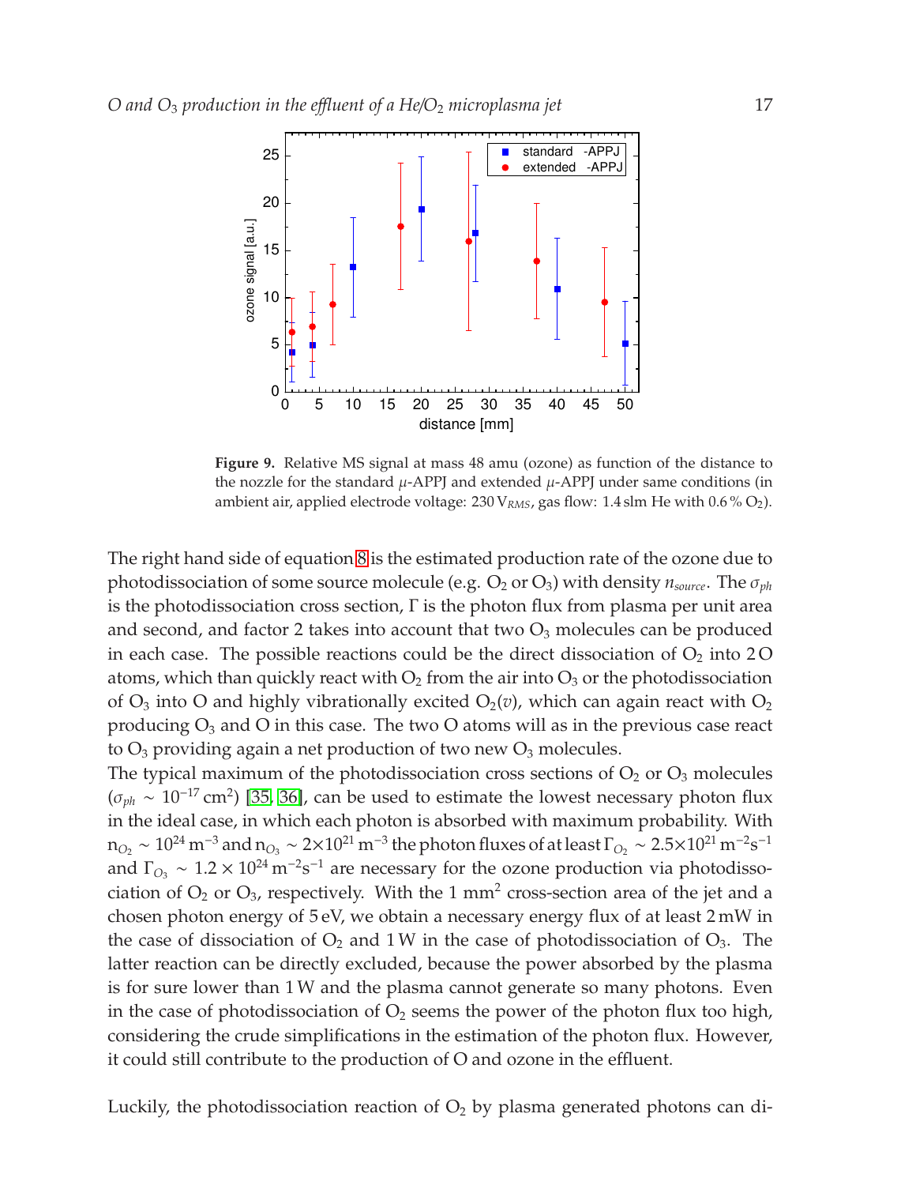**Figure 9.** Relative MS signal at mass 48 amu (ozone) as function of the distance to the nozzle for the standard $\mu$-APPJ and extended $\mu$-APPJ under same conditions (in ambient air, applied electrode voltage: 230 $V_{RMS}$, gas flow: 1.4 slm He with 0.6 % $O_2$).

The right hand side of equation 8 is the estimated production rate of the ozone due to photodissociation of some source molecule (e.g. $O_2$ or $O_3$) with density $n_{source}$. The $\sigma_{ph}$ is the photodissociation cross section, $\Gamma$ is the photon flux from plasma per unit area and second, and factor 2 takes into account that two $O_3$ molecules can be produced in each case. The possible reactions could be the direct dissociation of $O_2$ into 2 O atoms, which than quickly react with $O_2$ from the air into $O_3$ or the photodissociation of $O_3$ into O and highly vibrationally excited $O_2(v)$, which can again react with $O_2$ producing $O_3$ and O in this case. The two O atoms will as in the previous case react to $O_3$ providing again a net production of two new $O_3$ molecules.

The typical maximum of the photodissociation cross sections of $O_2$ or $O_3$ molecules ($\sigma_{ph} \sim 10^{-17}\,\mathrm{cm}^2$) [35, 36], can be used to estimate the lowest necessary photon flux in the ideal case, in which each photon is absorbed with maximum probability. With $n_{O_2} \sim 10^{24}\,\mathrm{m}^{-3}$ and $n_{O_3} \sim 2\times10^{21}\,\mathrm{m}^{-3}$ the photon fluxes of at least $\Gamma_{O_2} \sim 2.5\times10^{21}\,\mathrm{m}^{-2}\mathrm{s}^{-1}$ and $\Gamma_{O_3} \sim 1.2\times10^{24}\,\mathrm{m}^{-2}\mathrm{s}^{-1}$ are necessary for the ozone production via photodissociation of $O_2$ or $O_3$, respectively. With the 1 $\mathrm{mm}^2$ cross-section area of the jet and a chosen photon energy of 5 eV, we obtain a necessary energy flux of at least 2 mW in the case of dissociation of $O_2$ and 1 W in the case of photodissociation of $O_3$. The latter reaction can be directly excluded, because the power absorbed by the plasma is for sure lower than 1 W and the plasma cannot generate so many photons. Even in the case of photodissociation of $O_2$ seems the power of the photon flux too high, considering the crude simplifications in the estimation of the photon flux. However, it could still contribute to the production of O and ozone in the effluent.

Luckily, the photodissociation reaction of $O_2$ by plasma generated photons can di-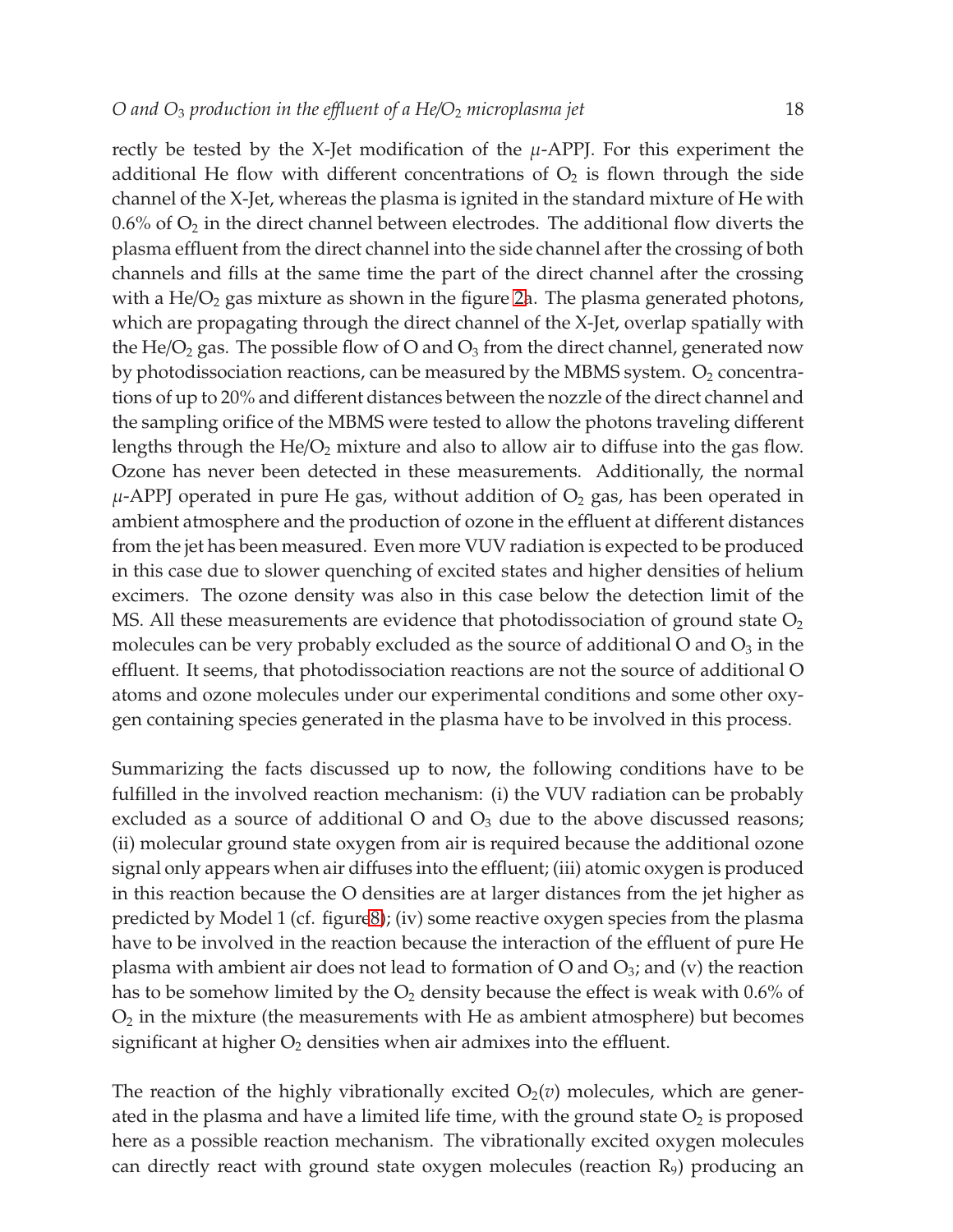rectly be tested by the X-Jet modification of the $\mu$-APPJ. For this experiment the additional He flow with different concentrations of $O_2$ is flown through the side channel of the X-Jet, whereas the plasma is ignited in the standard mixture of He with 0.6% of $O_2$ in the direct channel between electrodes. The additional flow diverts the plasma effluent from the direct channel into the side channel after the crossing of both channels and fills at the same time the part of the direct channel after the crossing with a He/$O_2$ gas mixture as shown in the figure 2a. The plasma generated photons, which are propagating through the direct channel of the X-Jet, overlap spatially with the He/$O_2$ gas. The possible flow of O and $O_3$ from the direct channel, generated now by photodissociation reactions, can be measured by the MBMS system. $O_2$ concentrations of up to 20% and different distances between the nozzle of the direct channel and the sampling orifice of the MBMS were tested to allow the photons traveling different lengths through the He/$O_2$ mixture and also to allow air to diffuse into the gas flow. Ozone has never been detected in these measurements. Additionally, the normal $\mu$-APPJ operated in pure He gas, without addition of $O_2$ gas, has been operated in ambient atmosphere and the production of ozone in the effluent at different distances from the jet has been measured. Even more VUV radiation is expected to be produced in this case due to slower quenching of excited states and higher densities of helium excimers. The ozone density was also in this case below the detection limit of the MS. All these measurements are evidence that photodissociation of ground state $O_2$ molecules can be very probably excluded as the source of additional O and $O_3$ in the effluent. It seems, that photodissociation reactions are not the source of additional O atoms and ozone molecules under our experimental conditions and some other oxygen containing species generated in the plasma have to be involved in this process.

Summarizing the facts discussed up to now, the following conditions have to be fulfilled in the involved reaction mechanism: (i) the VUV radiation can be probably excluded as a source of additional O and $O_3$ due to the above discussed reasons; (ii) molecular ground state oxygen from air is required because the additional ozone signal only appears when air diffuses into the effluent; (iii) atomic oxygen is produced in this reaction because the O densities are at larger distances from the jet higher as predicted by Model 1 (cf. figure 8); (iv) some reactive oxygen species from the plasma have to be involved in the reaction because the interaction of the effluent of pure He plasma with ambient air does not lead to formation of O and $O_3$; and (v) the reaction has to be somehow limited by the $O_2$ density because the effect is weak with 0.6% of $O_2$ in the mixture (the measurements with He as ambient atmosphere) but becomes significant at higher $O_2$ densities when air admixes into the effluent.

The reaction of the highly vibrationally excited $O_2(v)$ molecules, which are generated in the plasma and have a limited life time, with the ground state $O_2$ is proposed here as a possible reaction mechanism. The vibrationally excited oxygen molecules can directly react with ground state oxygen molecules (reaction $R_9$) producing an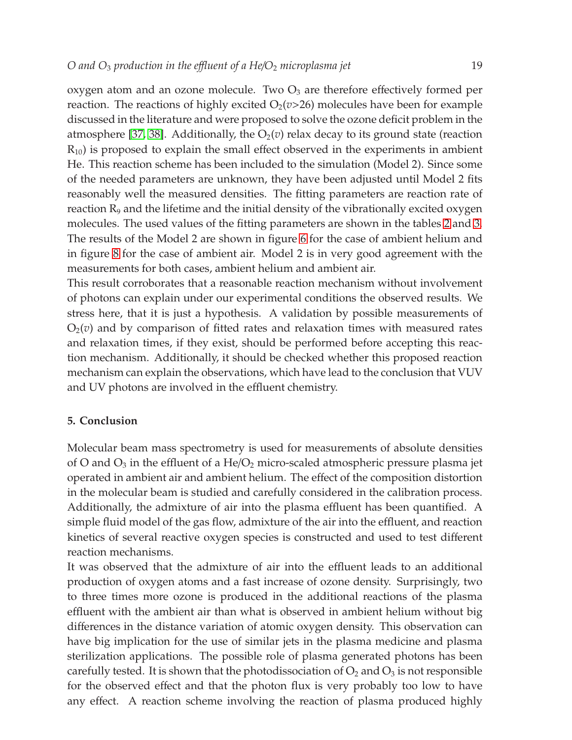oxygen atom and an ozone molecule. Two $O_3$ are therefore effectively formed per reaction. The reactions of highly excited $O_2(v{>}26)$ molecules have been for example discussed in the literature and were proposed to solve the ozone deficit problem in the atmosphere [37, 38]. Additionally, the $O_2(v)$ relax decay to its ground state (reaction $R_{10}$) is proposed to explain the small effect observed in the experiments in ambient He. This reaction scheme has been included to the simulation (Model 2). Since some of the needed parameters are unknown, they have been adjusted until Model 2 fits reasonably well the measured densities. The fitting parameters are reaction rate of reaction $R_9$ and the lifetime and the initial density of the vibrationally excited oxygen molecules. The used values of the fitting parameters are shown in the tables 2 and 3. The results of the Model 2 are shown in figure 6 for the case of ambient helium and in figure 8 for the case of ambient air. Model 2 is in very good agreement with the measurements for both cases, ambient helium and ambient air.

This result corroborates that a reasonable reaction mechanism without involvement of photons can explain under our experimental conditions the observed results. We stress here, that it is just a hypothesis. A validation by possible measurements of $O_2(v)$ and by comparison of fitted rates and relaxation times with measured rates and relaxation times, if they exist, should be performed before accepting this reaction mechanism. Additionally, it should be checked whether this proposed reaction mechanism can explain the observations, which have lead to the conclusion that VUV and UV photons are involved in the effluent chemistry.

## 5. Conclusion

Molecular beam mass spectrometry is used for measurements of absolute densities of O and $O_3$ in the effluent of a He/$O_2$ micro-scaled atmospheric pressure plasma jet operated in ambient air and ambient helium. The effect of the composition distortion in the molecular beam is studied and carefully considered in the calibration process. Additionally, the admixture of air into the plasma effluent has been quantified. A simple fluid model of the gas flow, admixture of the air into the effluent, and reaction kinetics of several reactive oxygen species is constructed and used to test different reaction mechanisms.

It was observed that the admixture of air into the effluent leads to an additional production of oxygen atoms and a fast increase of ozone density. Surprisingly, two to three times more ozone is produced in the additional reactions of the plasma effluent with the ambient air than what is observed in ambient helium without big differences in the distance variation of atomic oxygen density. This observation can have big implication for the use of similar jets in the plasma medicine and plasma sterilization applications. The possible role of plasma generated photons has been carefully tested. It is shown that the photodissociation of $O_2$ and $O_3$ is not responsible for the observed effect and that the photon flux is very probably too low to have any effect. A reaction scheme involving the reaction of plasma produced highly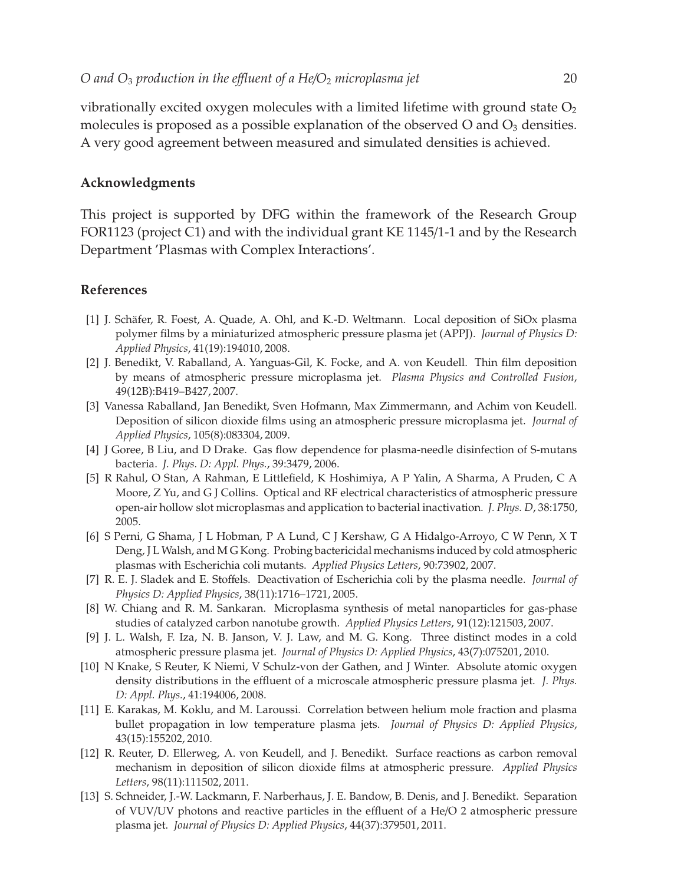vibrationally excited oxygen molecules with a limited lifetime with ground state $O_2$ molecules is proposed as a possible explanation of the observed O and $O_3$ densities. A very good agreement between measured and simulated densities is achieved.

## Acknowledgments

This project is supported by DFG within the framework of the Research Group FOR1123 (project C1) and with the individual grant KE 1145/1-1 and by the Research Department 'Plasmas with Complex Interactions'.

## References

[1] J. Schäfer, R. Foest, A. Quade, A. Ohl, and K.-D. Weltmann. Local deposition of SiOx plasma polymer films by a miniaturized atmospheric pressure plasma jet (APPJ). *Journal of Physics D: Applied Physics*, 41(19):194010, 2008.

[2] J. Benedikt, V. Raballand, A. Yanguas-Gil, K. Focke, and A. von Keudell. Thin film deposition by means of atmospheric pressure microplasma jet. *Plasma Physics and Controlled Fusion*, 49(12B):B419–B427, 2007.

[3] Vanessa Raballand, Jan Benedikt, Sven Hofmann, Max Zimmermann, and Achim von Keudell. Deposition of silicon dioxide films using an atmospheric pressure microplasma jet. *Journal of Applied Physics*, 105(8):083304, 2009.

[4] J Goree, B Liu, and D Drake. Gas flow dependence for plasma-needle disinfection of S-mutans bacteria. *J. Phys. D: Appl. Phys.*, 39:3479, 2006.

[5] R Rahul, O Stan, A Rahman, E Littlefield, K Hoshimiya, A P Yalin, A Sharma, A Pruden, C A Moore, Z Yu, and G J Collins. Optical and RF electrical characteristics of atmospheric pressure open-air hollow slot microplasmas and application to bacterial inactivation. *J. Phys. D*, 38:1750, 2005.

[6] S Perni, G Shama, J L Hobman, P A Lund, C J Kershaw, G A Hidalgo-Arroyo, C W Penn, X T Deng, J L Walsh, and M G Kong. Probing bactericidal mechanisms induced by cold atmospheric plasmas with Escherichia coli mutants. *Applied Physics Letters*, 90:73902, 2007.

[7] R. E. J. Sladek and E. Stoffels. Deactivation of Escherichia coli by the plasma needle. *Journal of Physics D: Applied Physics*, 38(11):1716–1721, 2005.

[8] W. Chiang and R. M. Sankaran. Microplasma synthesis of metal nanoparticles for gas-phase studies of catalyzed carbon nanotube growth. *Applied Physics Letters*, 91(12):121503, 2007.

[9] J. L. Walsh, F. Iza, N. B. Janson, V. J. Law, and M. G. Kong. Three distinct modes in a cold atmospheric pressure plasma jet. *Journal of Physics D: Applied Physics*, 43(7):075201, 2010.

[10] N Knake, S Reuter, K Niemi, V Schulz-von der Gathen, and J Winter. Absolute atomic oxygen density distributions in the effluent of a microscale atmospheric pressure plasma jet. *J. Phys. D: Appl. Phys.*, 41:194006, 2008.

[11] E. Karakas, M. Koklu, and M. Laroussi. Correlation between helium mole fraction and plasma bullet propagation in low temperature plasma jets. *Journal of Physics D: Applied Physics*, 43(15):155202, 2010.

[12] R. Reuter, D. Ellerweg, A. von Keudell, and J. Benedikt. Surface reactions as carbon removal mechanism in deposition of silicon dioxide films at atmospheric pressure. *Applied Physics Letters*, 98(11):111502, 2011.

[13] S. Schneider, J.-W. Lackmann, F. Narberhaus, J. E. Bandow, B. Denis, and J. Benedikt. Separation of VUV/UV photons and reactive particles in the effluent of a He/O 2 atmospheric pressure plasma jet. *Journal of Physics D: Applied Physics*, 44(37):379501, 2011.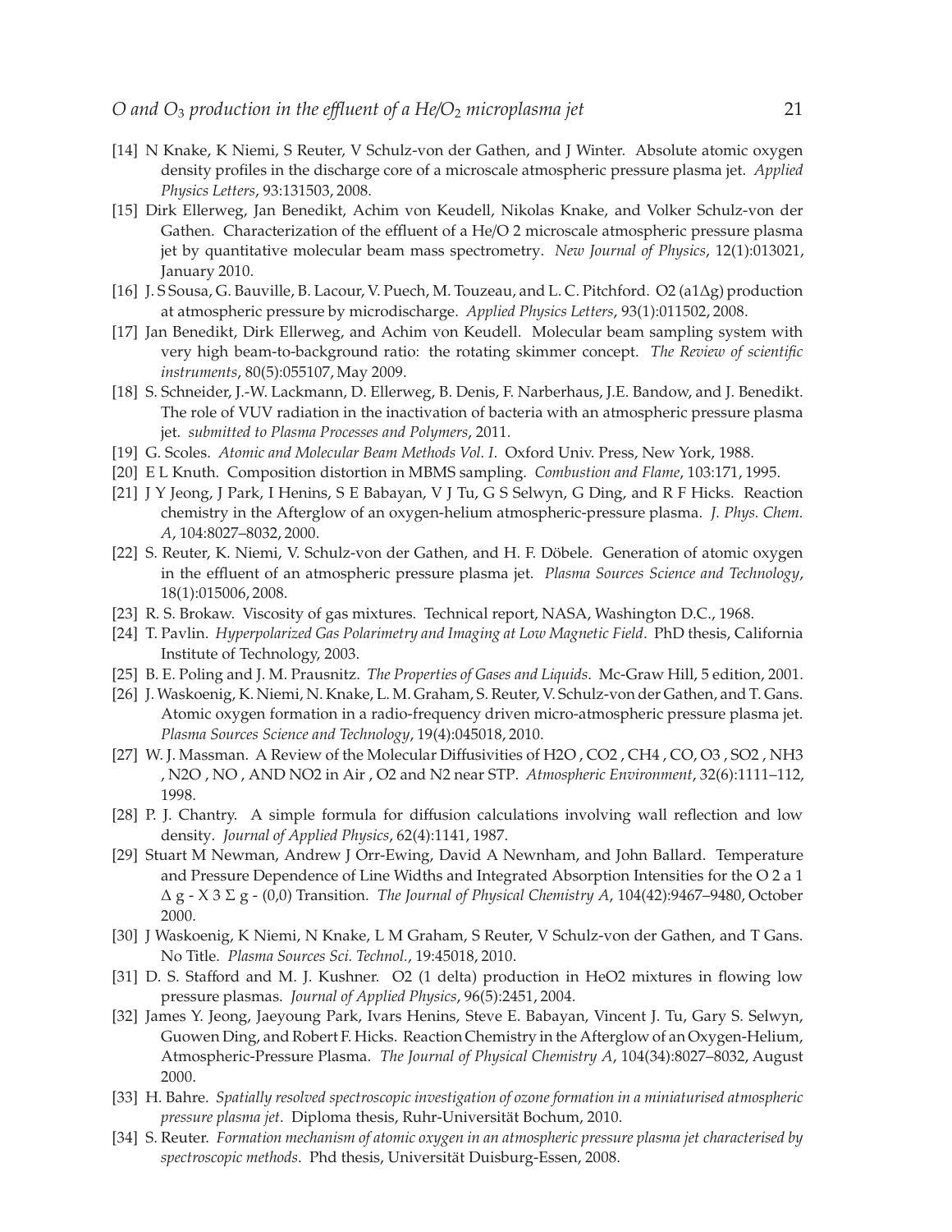[14] N Knake, K Niemi, S Reuter, V Schulz-von der Gathen, and J Winter. Absolute atomic oxygen density profiles in the discharge core of a microscale atmospheric pressure plasma jet. *Applied Physics Letters*, 93:131503, 2008.

[15] Dirk Ellerweg, Jan Benedikt, Achim von Keudell, Nikolas Knake, and Volker Schulz-von der Gathen. Characterization of the effluent of a He/O 2 microscale atmospheric pressure plasma jet by quantitative molecular beam mass spectrometry. *New Journal of Physics*, 12(1):013021, January 2010.

[16] J. S Sousa, G. Bauville, B. Lacour, V. Puech, M. Touzeau, and L. C. Pitchford. O2 (a1Δg) production at atmospheric pressure by microdischarge. *Applied Physics Letters*, 93(1):011502, 2008.

[17] Jan Benedikt, Dirk Ellerweg, and Achim von Keudell. Molecular beam sampling system with very high beam-to-background ratio: the rotating skimmer concept. *The Review of scientific instruments*, 80(5):055107, May 2009.

[18] S. Schneider, J.-W. Lackmann, D. Ellerweg, B. Denis, F. Narberhaus, J.E. Bandow, and J. Benedikt. The role of VUV radiation in the inactivation of bacteria with an atmospheric pressure plasma jet. *submitted to Plasma Processes and Polymers*, 2011.

[19] G. Scoles. *Atomic and Molecular Beam Methods Vol. I*. Oxford Univ. Press, New York, 1988.

[20] E L Knuth. Composition distortion in MBMS sampling. *Combustion and Flame*, 103:171, 1995.

[21] J Y Jeong, J Park, I Henins, S E Babayan, V J Tu, G S Selwyn, G Ding, and R F Hicks. Reaction chemistry in the Afterglow of an oxygen-helium atmospheric-pressure plasma. *J. Phys. Chem. A*, 104:8027–8032, 2000.

[22] S. Reuter, K. Niemi, V. Schulz-von der Gathen, and H. F. Döbele. Generation of atomic oxygen in the effluent of an atmospheric pressure plasma jet. *Plasma Sources Science and Technology*, 18(1):015006, 2008.

[23] R. S. Brokaw. Viscosity of gas mixtures. Technical report, NASA, Washington D.C., 1968.

[24] T. Pavlin. *Hyperpolarized Gas Polarimetry and Imaging at Low Magnetic Field*. PhD thesis, California Institute of Technology, 2003.

[25] B. E. Poling and J. M. Prausnitz. *The Properties of Gases and Liquids*. Mc-Graw Hill, 5 edition, 2001.

[26] J. Waskoenig, K. Niemi, N. Knake, L. M. Graham, S. Reuter, V. Schulz-von der Gathen, and T. Gans. Atomic oxygen formation in a radio-frequency driven micro-atmospheric pressure plasma jet. *Plasma Sources Science and Technology*, 19(4):045018, 2010.

[27] W. J. Massman. A Review of the Molecular Diffusivities of H2O , CO2 , CH4 , CO, O3 , SO2 , NH3 , N2O , NO , AND NO2 in Air , O2 and N2 near STP. *Atmospheric Environment*, 32(6):1111–112, 1998.

[28] P. J. Chantry. A simple formula for diffusion calculations involving wall reflection and low density. *Journal of Applied Physics*, 62(4):1141, 1987.

[29] Stuart M Newman, Andrew J Orr-Ewing, David A Newnham, and John Ballard. Temperature and Pressure Dependence of Line Widths and Integrated Absorption Intensities for the O 2 a 1 Δ g - X 3 Σ g - (0,0) Transition. *The Journal of Physical Chemistry A*, 104(42):9467–9480, October 2000.

[30] J Waskoenig, K Niemi, N Knake, L M Graham, S Reuter, V Schulz-von der Gathen, and T Gans. No Title. *Plasma Sources Sci. Technol.*, 19:45018, 2010.

[31] D. S. Stafford and M. J. Kushner. O2 (1 delta) production in HeO2 mixtures in flowing low pressure plasmas. *Journal of Applied Physics*, 96(5):2451, 2004.

[32] James Y. Jeong, Jaeyoung Park, Ivars Henins, Steve E. Babayan, Vincent J. Tu, Gary S. Selwyn, Guowen Ding, and Robert F. Hicks. Reaction Chemistry in the Afterglow of an Oxygen-Helium, Atmospheric-Pressure Plasma. *The Journal of Physical Chemistry A*, 104(34):8027–8032, August 2000.

[33] H. Bahre. *Spatially resolved spectroscopic investigation of ozone formation in a miniaturised atmospheric pressure plasma jet*. Diploma thesis, Ruhr-Universität Bochum, 2010.

[34] S. Reuter. *Formation mechanism of atomic oxygen in an atmospheric pressure plasma jet characterised by spectroscopic methods*. Phd thesis, Universität Duisburg-Essen, 2008.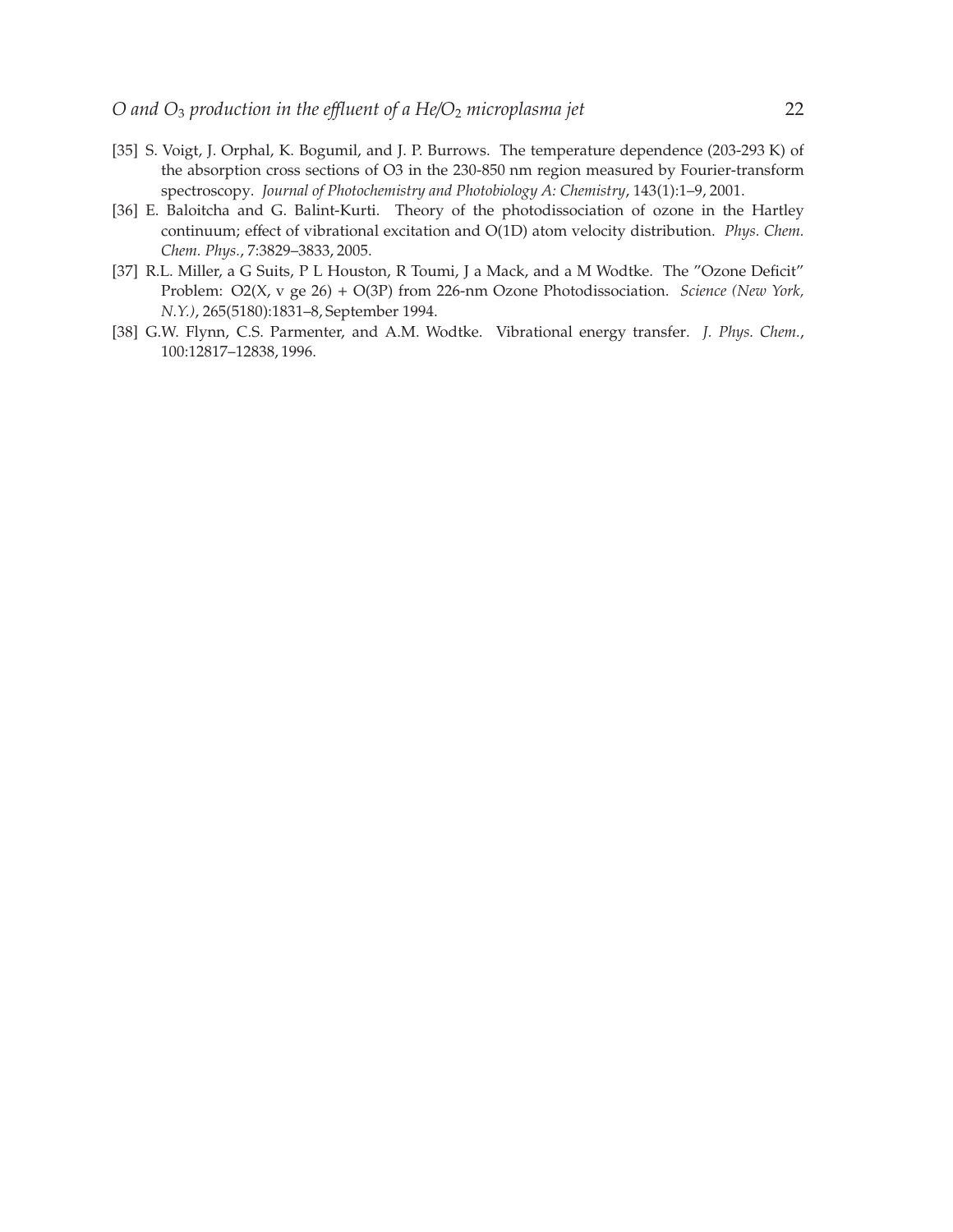[35] S. Voigt, J. Orphal, K. Bogumil, and J. P. Burrows. The temperature dependence (203-293 K) of the absorption cross sections of O3 in the 230-850 nm region measured by Fourier-transform spectroscopy. *Journal of Photochemistry and Photobiology A: Chemistry*, 143(1):1–9, 2001.

[36] E. Baloitcha and G. Balint-Kurti. Theory of the photodissociation of ozone in the Hartley continuum; effect of vibrational excitation and O(1D) atom velocity distribution. *Phys. Chem. Chem. Phys.*, 7:3829–3833, 2005.

[37] R.L. Miller, a G Suits, P L Houston, R Toumi, J a Mack, and a M Wodtke. The "Ozone Deficit" Problem: O2(X, v ge 26) + O(3P) from 226-nm Ozone Photodissociation. *Science (New York, N.Y.)*, 265(5180):1831–8, September 1994.

[38] G.W. Flynn, C.S. Parmenter, and A.M. Wodtke. Vibrational energy transfer. *J. Phys. Chem.*, 100:12817–12838, 1996.